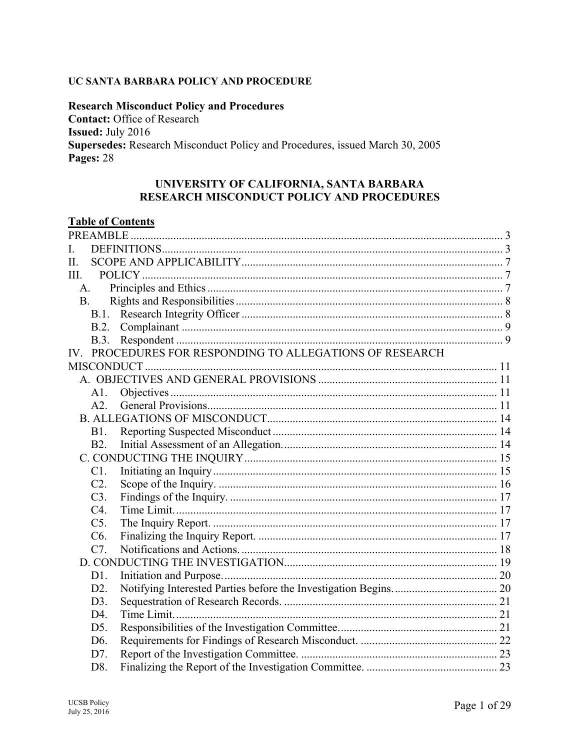**UC SANTA BARBARA POLICY AND PROCEDURE**

**Research Misconduct Policy and Procedures**
**Contact:** Office of Research
**Issued:** July 2016
**Supersedes:** Research Misconduct Policy and Procedures, issued March 30, 2005
**Pages:** 28

# UNIVERSITY OF CALIFORNIA, SANTA BARBARA RESEARCH MISCONDUCT POLICY AND PROCEDURES

## Table of Contents

- PREAMBLE ..... 3
- I. DEFINITIONS ..... 3
- II. SCOPE AND APPLICABILITY ..... 7
- III. POLICY ..... 7
  - A. Principles and Ethics ..... 7
  - B. Rights and Responsibilities ..... 8
    - B.1. Research Integrity Officer ..... 8
    - B.2. Complainant ..... 9
    - B.3. Respondent ..... 9
- IV. PROCEDURES FOR RESPONDING TO ALLEGATIONS OF RESEARCH MISCONDUCT ..... 11
  - A. OBJECTIVES AND GENERAL PROVISIONS ..... 11
    - A1. Objectives ..... 11
    - A2. General Provisions ..... 11
  - B. ALLEGATIONS OF MISCONDUCT ..... 14
    - B1. Reporting Suspected Misconduct ..... 14
    - B2. Initial Assessment of an Allegation. ..... 14
  - C. CONDUCTING THE INQUIRY ..... 15
    - C1. Initiating an Inquiry ..... 15
    - C2. Scope of the Inquiry. ..... 16
    - C3. Findings of the Inquiry. ..... 17
    - C4. Time Limit. ..... 17
    - C5. The Inquiry Report. ..... 17
    - C6. Finalizing the Inquiry Report. ..... 17
    - C7. Notifications and Actions. ..... 18
  - D. CONDUCTING THE INVESTIGATION ..... 19
    - D1. Initiation and Purpose. ..... 20
    - D2. Notifying Interested Parties before the Investigation Begins. ..... 20
    - D3. Sequestration of Research Records. ..... 21
    - D4. Time Limit. ..... 21
    - D5. Responsibilities of the Investigation Committee. ..... 21
    - D6. Requirements for Findings of Research Misconduct. ..... 22
    - D7. Report of the Investigation Committee. ..... 23
    - D8. Finalizing the Report of the Investigation Committee. ..... 23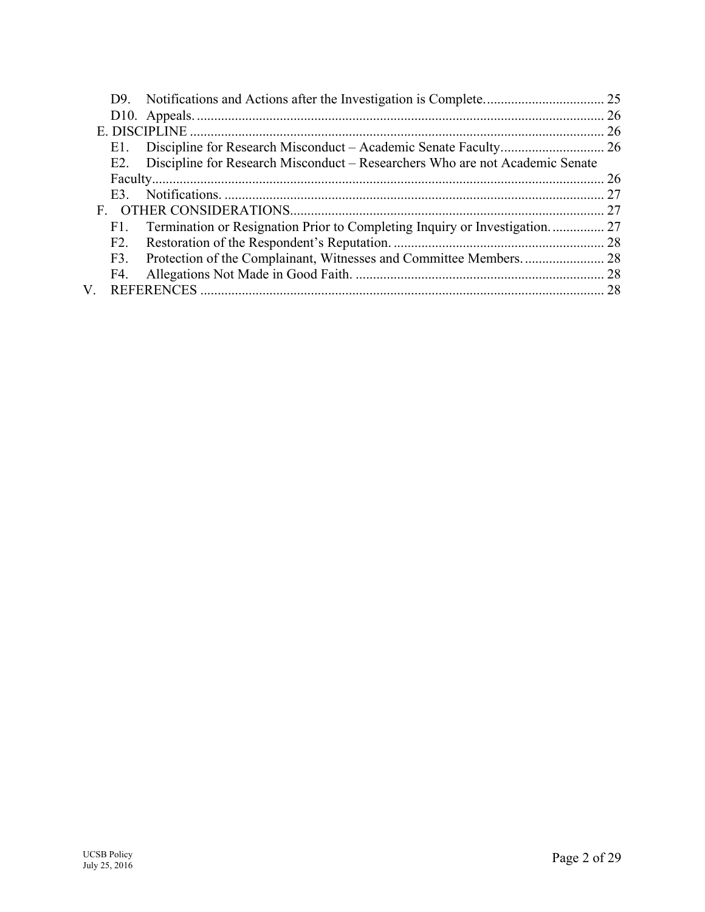D9. Notifications and Actions after the Investigation is Complete. .................................. 25
D10. Appeals. ...................................................................................................... 26
E. DISCIPLINE ....................................................................................................... 26
E1. Discipline for Research Misconduct – Academic Senate Faculty.............................. 26
E2. Discipline for Research Misconduct – Researchers Who are not Academic Senate Faculty.................................................................................................................. 26
E3. Notifications. ............................................................................................. 27
F. OTHER CONSIDERATIONS.......................................................................................... 27
F1. Termination or Resignation Prior to Completing Inquiry or Investigation. .............. 27
F2. Restoration of the Respondent's Reputation. ............................................................ 28
F3. Protection of the Complainant, Witnesses and Committee Members. ....................... 28
F4. Allegations Not Made in Good Faith. ........................................................................ 28
V. REFERENCES ..................................................................................................... 28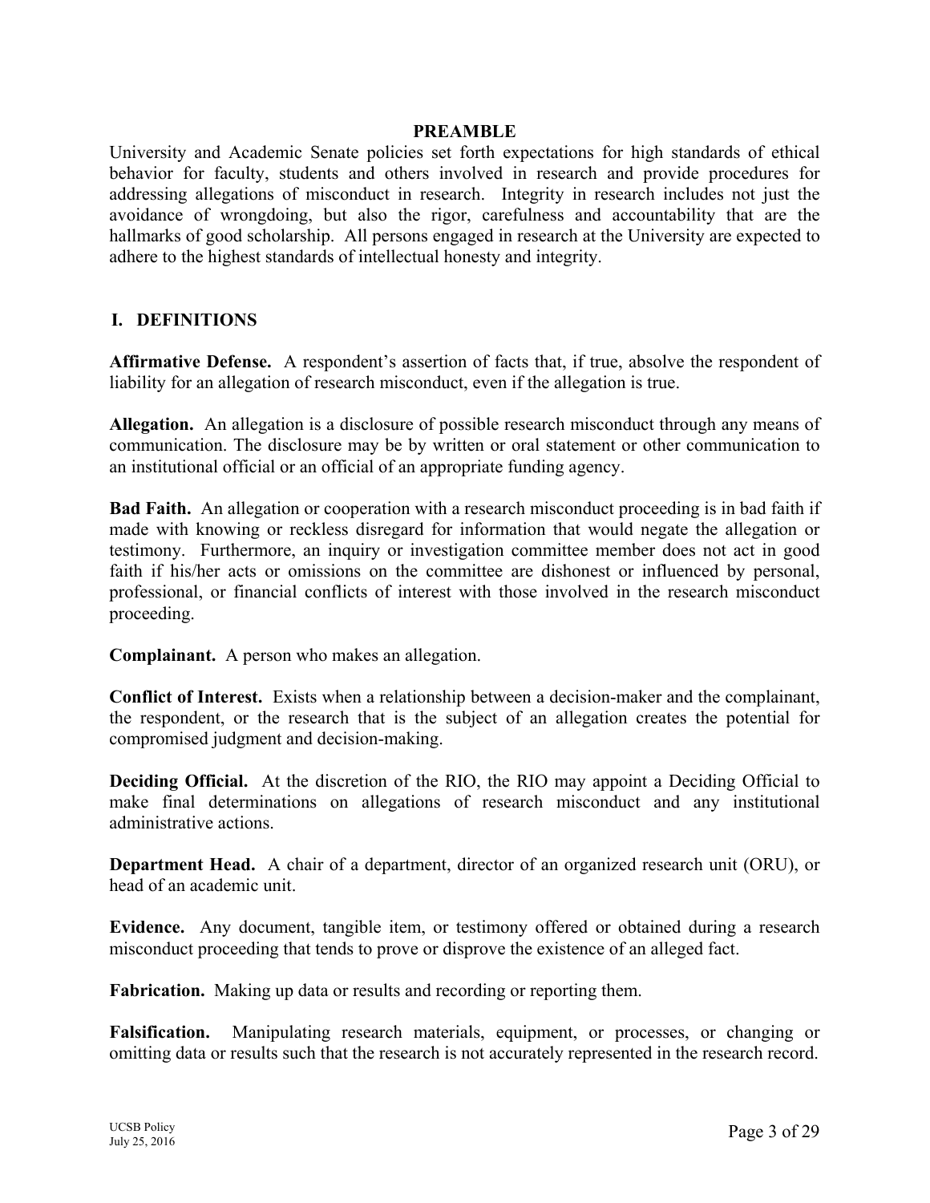## PREAMBLE

University and Academic Senate policies set forth expectations for high standards of ethical behavior for faculty, students and others involved in research and provide procedures for addressing allegations of misconduct in research. Integrity in research includes not just the avoidance of wrongdoing, but also the rigor, carefulness and accountability that are the hallmarks of good scholarship. All persons engaged in research at the University are expected to adhere to the highest standards of intellectual honesty and integrity.

## I. DEFINITIONS

**Affirmative Defense.** A respondent's assertion of facts that, if true, absolve the respondent of liability for an allegation of research misconduct, even if the allegation is true.

**Allegation.** An allegation is a disclosure of possible research misconduct through any means of communication. The disclosure may be by written or oral statement or other communication to an institutional official or an official of an appropriate funding agency.

**Bad Faith.** An allegation or cooperation with a research misconduct proceeding is in bad faith if made with knowing or reckless disregard for information that would negate the allegation or testimony. Furthermore, an inquiry or investigation committee member does not act in good faith if his/her acts or omissions on the committee are dishonest or influenced by personal, professional, or financial conflicts of interest with those involved in the research misconduct proceeding.

**Complainant.** A person who makes an allegation.

**Conflict of Interest.** Exists when a relationship between a decision-maker and the complainant, the respondent, or the research that is the subject of an allegation creates the potential for compromised judgment and decision-making.

**Deciding Official.** At the discretion of the RIO, the RIO may appoint a Deciding Official to make final determinations on allegations of research misconduct and any institutional administrative actions.

**Department Head.** A chair of a department, director of an organized research unit (ORU), or head of an academic unit.

**Evidence.** Any document, tangible item, or testimony offered or obtained during a research misconduct proceeding that tends to prove or disprove the existence of an alleged fact.

**Fabrication.** Making up data or results and recording or reporting them.

**Falsification.** Manipulating research materials, equipment, or processes, or changing or omitting data or results such that the research is not accurately represented in the research record.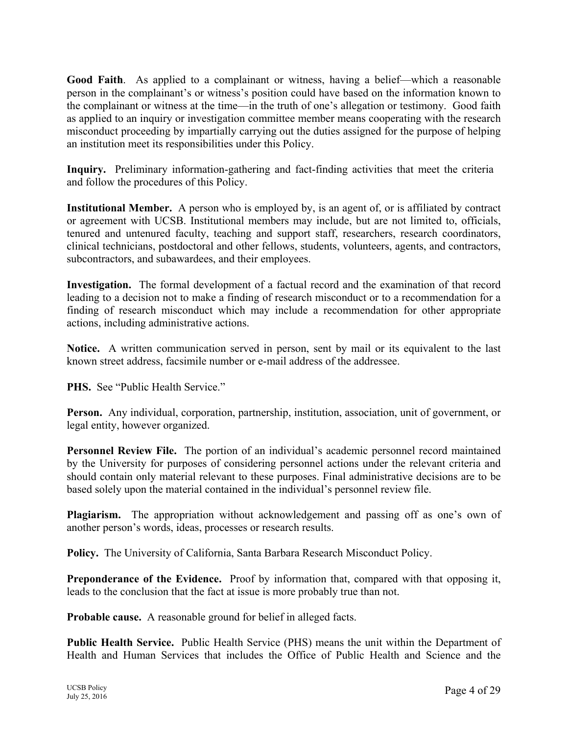**Good Faith**. As applied to a complainant or witness, having a belief—which a reasonable person in the complainant's or witness's position could have based on the information known to the complainant or witness at the time—in the truth of one's allegation or testimony. Good faith as applied to an inquiry or investigation committee member means cooperating with the research misconduct proceeding by impartially carrying out the duties assigned for the purpose of helping an institution meet its responsibilities under this Policy.

**Inquiry.** Preliminary information-gathering and fact-finding activities that meet the criteria and follow the procedures of this Policy.

**Institutional Member.** A person who is employed by, is an agent of, or is affiliated by contract or agreement with UCSB. Institutional members may include, but are not limited to, officials, tenured and untenured faculty, teaching and support staff, researchers, research coordinators, clinical technicians, postdoctoral and other fellows, students, volunteers, agents, and contractors, subcontractors, and subawardees, and their employees.

**Investigation.** The formal development of a factual record and the examination of that record leading to a decision not to make a finding of research misconduct or to a recommendation for a finding of research misconduct which may include a recommendation for other appropriate actions, including administrative actions.

**Notice.** A written communication served in person, sent by mail or its equivalent to the last known street address, facsimile number or e-mail address of the addressee.

**PHS.** See "Public Health Service."

**Person.** Any individual, corporation, partnership, institution, association, unit of government, or legal entity, however organized.

**Personnel Review File.** The portion of an individual's academic personnel record maintained by the University for purposes of considering personnel actions under the relevant criteria and should contain only material relevant to these purposes. Final administrative decisions are to be based solely upon the material contained in the individual's personnel review file.

**Plagiarism.** The appropriation without acknowledgement and passing off as one's own of another person's words, ideas, processes or research results.

**Policy.** The University of California, Santa Barbara Research Misconduct Policy.

**Preponderance of the Evidence.** Proof by information that, compared with that opposing it, leads to the conclusion that the fact at issue is more probably true than not.

**Probable cause.** A reasonable ground for belief in alleged facts.

**Public Health Service.** Public Health Service (PHS) means the unit within the Department of Health and Human Services that includes the Office of Public Health and Science and the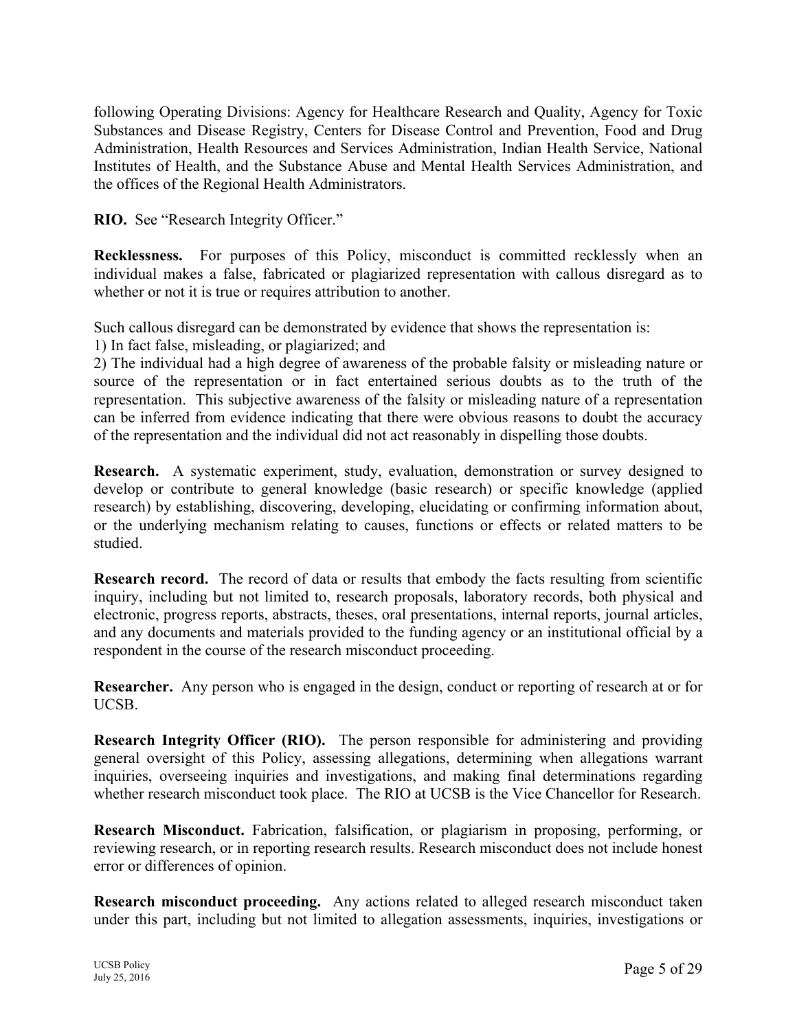following Operating Divisions: Agency for Healthcare Research and Quality, Agency for Toxic Substances and Disease Registry, Centers for Disease Control and Prevention, Food and Drug Administration, Health Resources and Services Administration, Indian Health Service, National Institutes of Health, and the Substance Abuse and Mental Health Services Administration, and the offices of the Regional Health Administrators.

**RIO.** See "Research Integrity Officer."

**Recklessness.** For purposes of this Policy, misconduct is committed recklessly when an individual makes a false, fabricated or plagiarized representation with callous disregard as to whether or not it is true or requires attribution to another.

Such callous disregard can be demonstrated by evidence that shows the representation is:
1) In fact false, misleading, or plagiarized; and
2) The individual had a high degree of awareness of the probable falsity or misleading nature or source of the representation or in fact entertained serious doubts as to the truth of the representation. This subjective awareness of the falsity or misleading nature of a representation can be inferred from evidence indicating that there were obvious reasons to doubt the accuracy of the representation and the individual did not act reasonably in dispelling those doubts.

**Research.** A systematic experiment, study, evaluation, demonstration or survey designed to develop or contribute to general knowledge (basic research) or specific knowledge (applied research) by establishing, discovering, developing, elucidating or confirming information about, or the underlying mechanism relating to causes, functions or effects or related matters to be studied.

**Research record.** The record of data or results that embody the facts resulting from scientific inquiry, including but not limited to, research proposals, laboratory records, both physical and electronic, progress reports, abstracts, theses, oral presentations, internal reports, journal articles, and any documents and materials provided to the funding agency or an institutional official by a respondent in the course of the research misconduct proceeding.

**Researcher.** Any person who is engaged in the design, conduct or reporting of research at or for UCSB.

**Research Integrity Officer (RIO).** The person responsible for administering and providing general oversight of this Policy, assessing allegations, determining when allegations warrant inquiries, overseeing inquiries and investigations, and making final determinations regarding whether research misconduct took place. The RIO at UCSB is the Vice Chancellor for Research.

**Research Misconduct.** Fabrication, falsification, or plagiarism in proposing, performing, or reviewing research, or in reporting research results. Research misconduct does not include honest error or differences of opinion.

**Research misconduct proceeding.** Any actions related to alleged research misconduct taken under this part, including but not limited to allegation assessments, inquiries, investigations or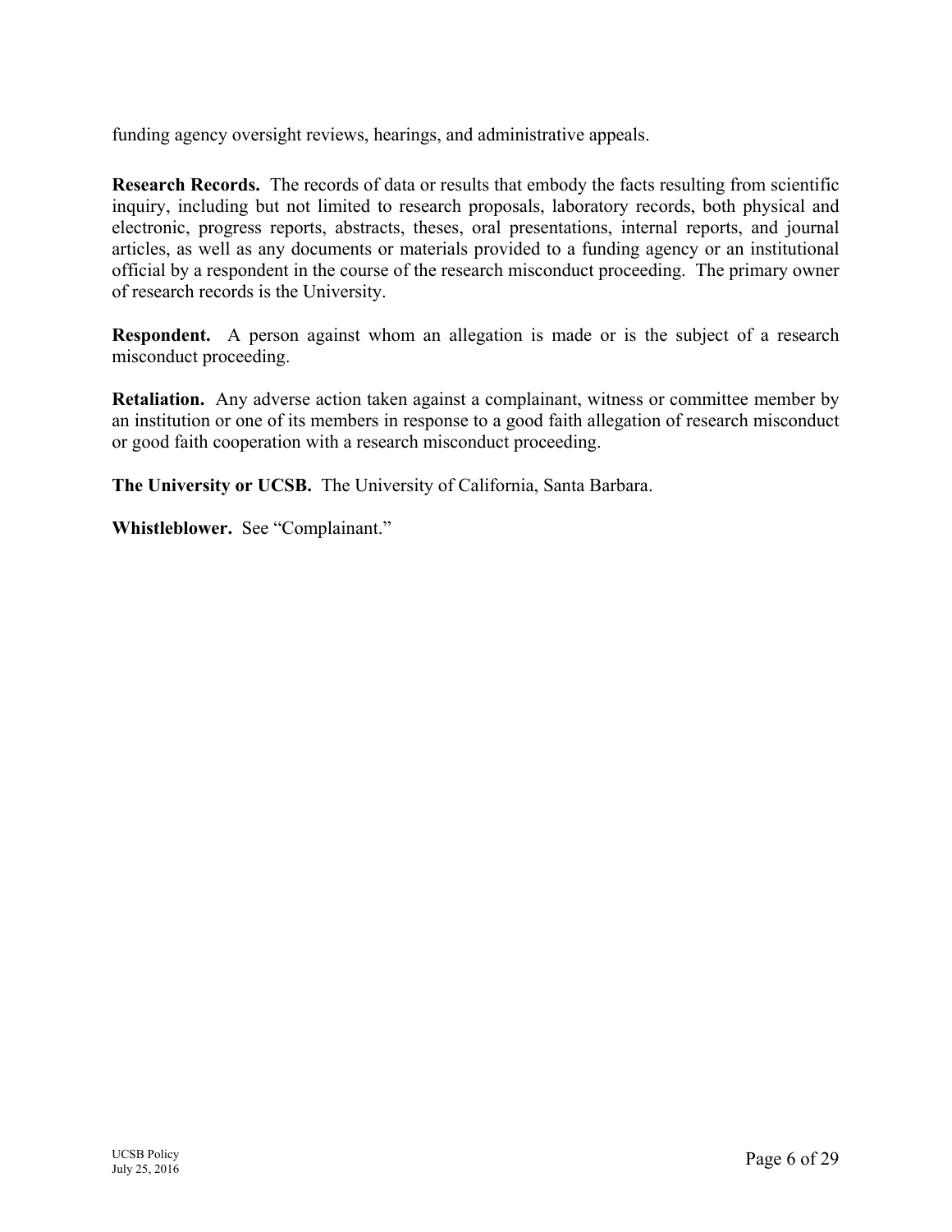funding agency oversight reviews, hearings, and administrative appeals.

**Research Records.** The records of data or results that embody the facts resulting from scientific inquiry, including but not limited to research proposals, laboratory records, both physical and electronic, progress reports, abstracts, theses, oral presentations, internal reports, and journal articles, as well as any documents or materials provided to a funding agency or an institutional official by a respondent in the course of the research misconduct proceeding. The primary owner of research records is the University.

**Respondent.** A person against whom an allegation is made or is the subject of a research misconduct proceeding.

**Retaliation.** Any adverse action taken against a complainant, witness or committee member by an institution or one of its members in response to a good faith allegation of research misconduct or good faith cooperation with a research misconduct proceeding.

**The University or UCSB.** The University of California, Santa Barbara.

**Whistleblower.** See "Complainant."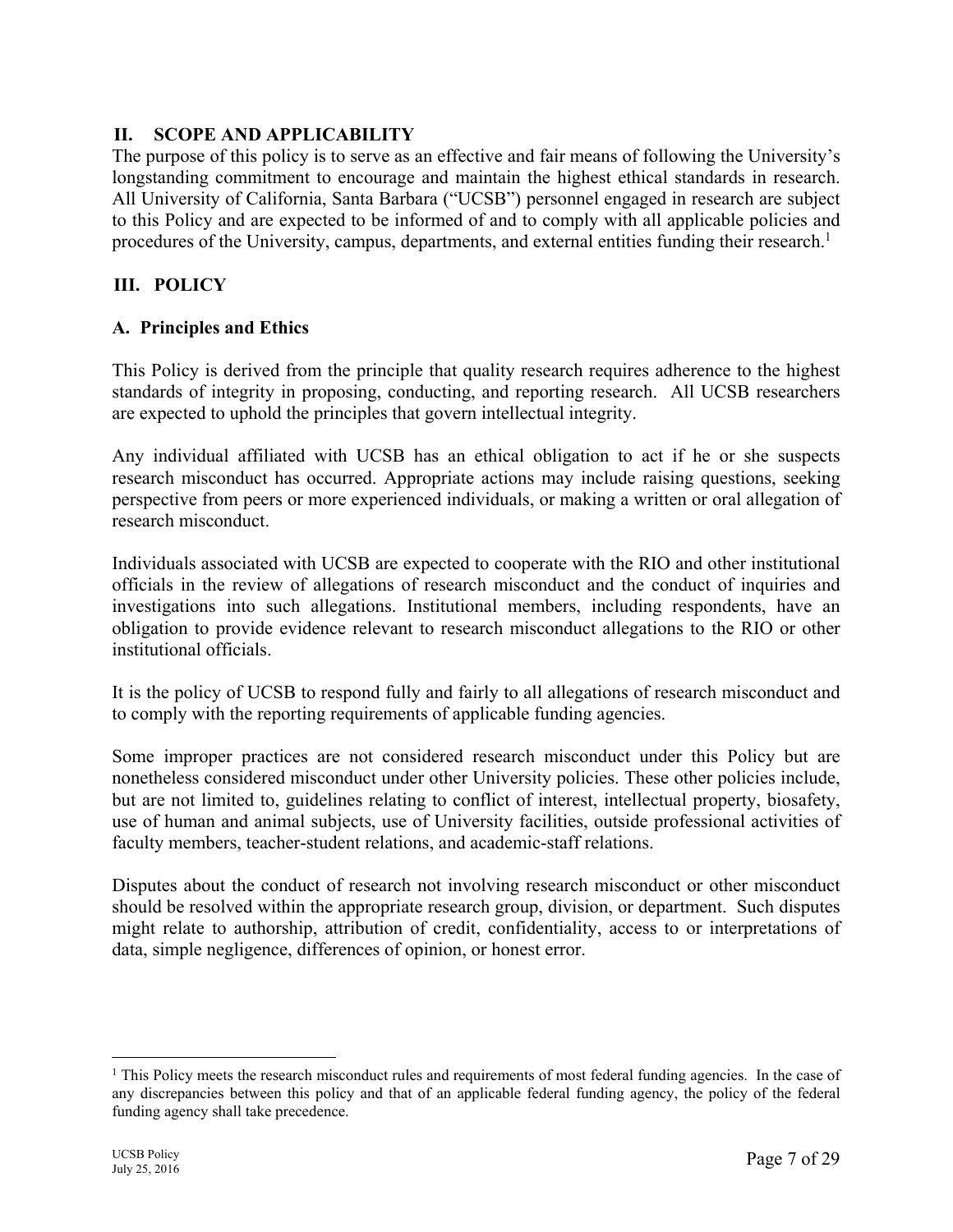## II. SCOPE AND APPLICABILITY

The purpose of this policy is to serve as an effective and fair means of following the University's longstanding commitment to encourage and maintain the highest ethical standards in research. All University of California, Santa Barbara ("UCSB") personnel engaged in research are subject to this Policy and are expected to be informed of and to comply with all applicable policies and procedures of the University, campus, departments, and external entities funding their research.[1]

## III. POLICY

### A. Principles and Ethics

This Policy is derived from the principle that quality research requires adherence to the highest standards of integrity in proposing, conducting, and reporting research. All UCSB researchers are expected to uphold the principles that govern intellectual integrity.

Any individual affiliated with UCSB has an ethical obligation to act if he or she suspects research misconduct has occurred. Appropriate actions may include raising questions, seeking perspective from peers or more experienced individuals, or making a written or oral allegation of research misconduct.

Individuals associated with UCSB are expected to cooperate with the RIO and other institutional officials in the review of allegations of research misconduct and the conduct of inquiries and investigations into such allegations. Institutional members, including respondents, have an obligation to provide evidence relevant to research misconduct allegations to the RIO or other institutional officials.

It is the policy of UCSB to respond fully and fairly to all allegations of research misconduct and to comply with the reporting requirements of applicable funding agencies.

Some improper practices are not considered research misconduct under this Policy but are nonetheless considered misconduct under other University policies. These other policies include, but are not limited to, guidelines relating to conflict of interest, intellectual property, biosafety, use of human and animal subjects, use of University facilities, outside professional activities of faculty members, teacher-student relations, and academic-staff relations.

Disputes about the conduct of research not involving research misconduct or other misconduct should be resolved within the appropriate research group, division, or department. Such disputes might relate to authorship, attribution of credit, confidentiality, access to or interpretations of data, simple negligence, differences of opinion, or honest error.

---

[1] This Policy meets the research misconduct rules and requirements of most federal funding agencies. In the case of any discrepancies between this policy and that of an applicable federal funding agency, the policy of the federal funding agency shall take precedence.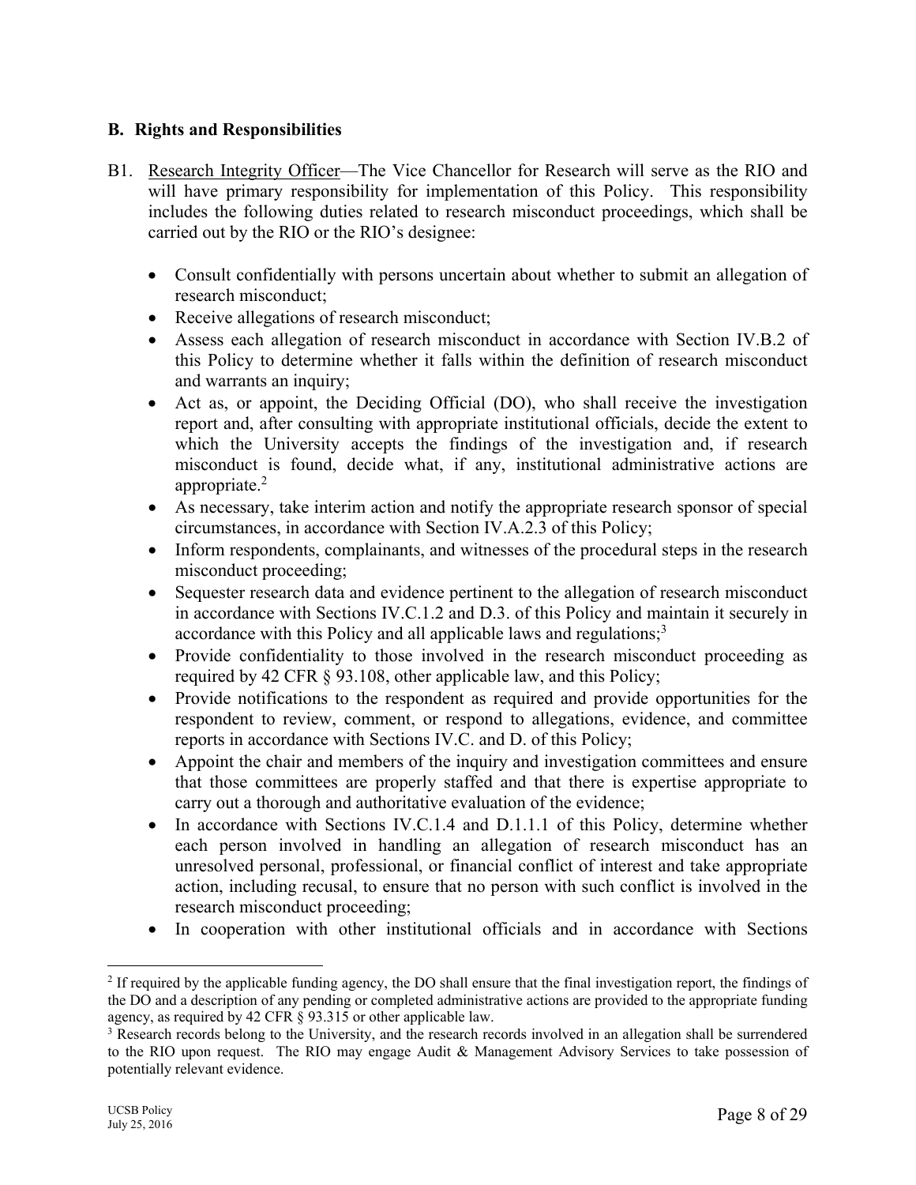### B. Rights and Responsibilities

B1. Research Integrity Officer—The Vice Chancellor for Research will serve as the RIO and will have primary responsibility for implementation of this Policy. This responsibility includes the following duties related to research misconduct proceedings, which shall be carried out by the RIO or the RIO's designee:

- Consult confidentially with persons uncertain about whether to submit an allegation of research misconduct;
- Receive allegations of research misconduct;
- Assess each allegation of research misconduct in accordance with Section IV.B.2 of this Policy to determine whether it falls within the definition of research misconduct and warrants an inquiry;
- Act as, or appoint, the Deciding Official (DO), who shall receive the investigation report and, after consulting with appropriate institutional officials, decide the extent to which the University accepts the findings of the investigation and, if research misconduct is found, decide what, if any, institutional administrative actions are appropriate.[2]
- As necessary, take interim action and notify the appropriate research sponsor of special circumstances, in accordance with Section IV.A.2.3 of this Policy;
- Inform respondents, complainants, and witnesses of the procedural steps in the research misconduct proceeding;
- Sequester research data and evidence pertinent to the allegation of research misconduct in accordance with Sections IV.C.1.2 and D.3. of this Policy and maintain it securely in accordance with this Policy and all applicable laws and regulations;[3]
- Provide confidentiality to those involved in the research misconduct proceeding as required by 42 CFR § 93.108, other applicable law, and this Policy;
- Provide notifications to the respondent as required and provide opportunities for the respondent to review, comment, or respond to allegations, evidence, and committee reports in accordance with Sections IV.C. and D. of this Policy;
- Appoint the chair and members of the inquiry and investigation committees and ensure that those committees are properly staffed and that there is expertise appropriate to carry out a thorough and authoritative evaluation of the evidence;
- In accordance with Sections IV.C.1.4 and D.1.1.1 of this Policy, determine whether each person involved in handling an allegation of research misconduct has an unresolved personal, professional, or financial conflict of interest and take appropriate action, including recusal, to ensure that no person with such conflict is involved in the research misconduct proceeding;
- In cooperation with other institutional officials and in accordance with Sections

---

[2] If required by the applicable funding agency, the DO shall ensure that the final investigation report, the findings of the DO and a description of any pending or completed administrative actions are provided to the appropriate funding agency, as required by 42 CFR § 93.315 or other applicable law.

[3] Research records belong to the University, and the research records involved in an allegation shall be surrendered to the RIO upon request. The RIO may engage Audit & Management Advisory Services to take possession of potentially relevant evidence.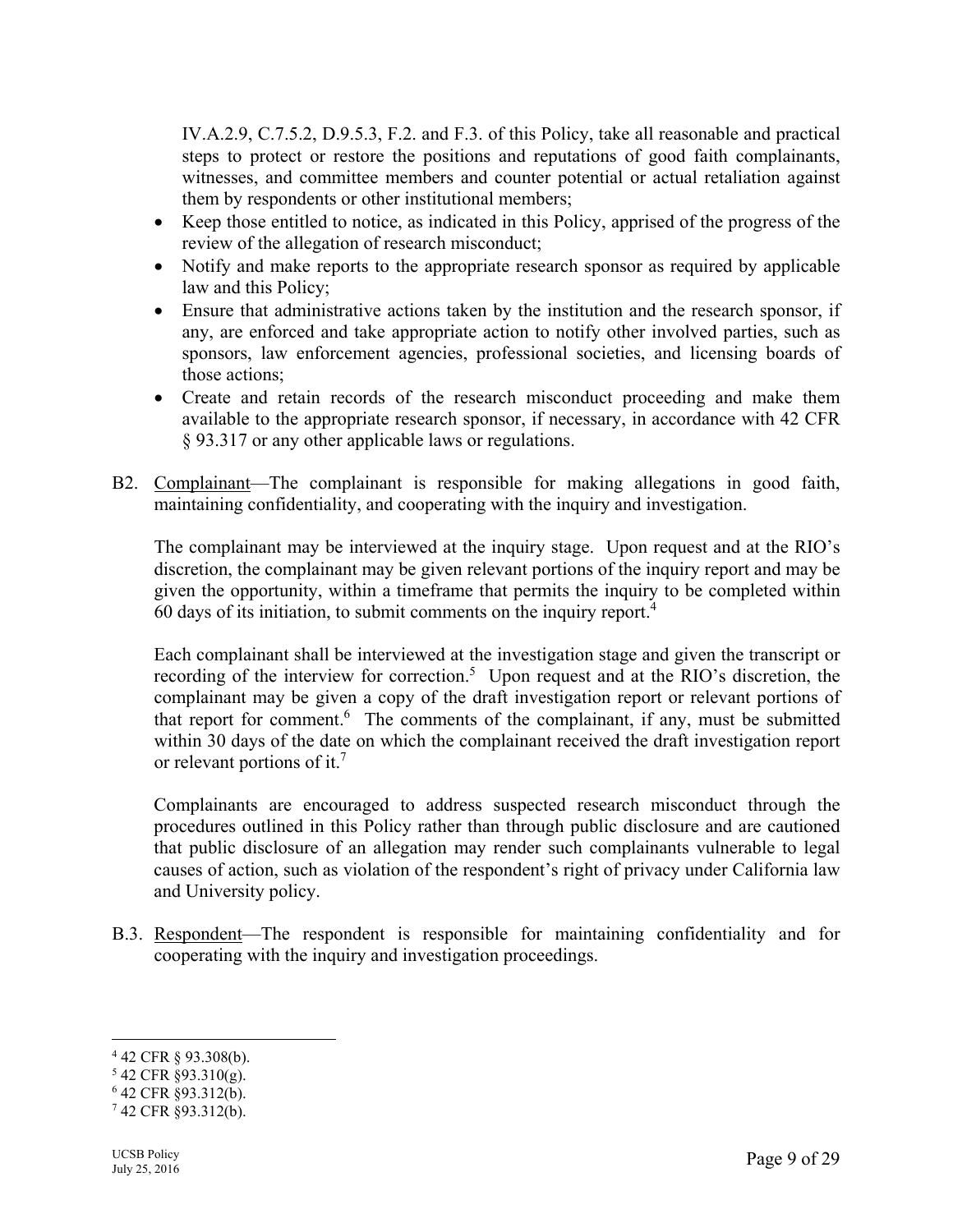IV.A.2.9, C.7.5.2, D.9.5.3, F.2. and F.3. of this Policy, take all reasonable and practical steps to protect or restore the positions and reputations of good faith complainants, witnesses, and committee members and counter potential or actual retaliation against them by respondents or other institutional members;

- Keep those entitled to notice, as indicated in this Policy, apprised of the progress of the review of the allegation of research misconduct;
- Notify and make reports to the appropriate research sponsor as required by applicable law and this Policy;
- Ensure that administrative actions taken by the institution and the research sponsor, if any, are enforced and take appropriate action to notify other involved parties, such as sponsors, law enforcement agencies, professional societies, and licensing boards of those actions;
- Create and retain records of the research misconduct proceeding and make them available to the appropriate research sponsor, if necessary, in accordance with 42 CFR § 93.317 or any other applicable laws or regulations.

B2. Complainant—The complainant is responsible for making allegations in good faith, maintaining confidentiality, and cooperating with the inquiry and investigation.

The complainant may be interviewed at the inquiry stage. Upon request and at the RIO's discretion, the complainant may be given relevant portions of the inquiry report and may be given the opportunity, within a timeframe that permits the inquiry to be completed within 60 days of its initiation, to submit comments on the inquiry report.[4]

Each complainant shall be interviewed at the investigation stage and given the transcript or recording of the interview for correction.[5] Upon request and at the RIO's discretion, the complainant may be given a copy of the draft investigation report or relevant portions of that report for comment.[6] The comments of the complainant, if any, must be submitted within 30 days of the date on which the complainant received the draft investigation report or relevant portions of it.[7]

Complainants are encouraged to address suspected research misconduct through the procedures outlined in this Policy rather than through public disclosure and are cautioned that public disclosure of an allegation may render such complainants vulnerable to legal causes of action, such as violation of the respondent's right of privacy under California law and University policy.

B.3. Respondent—The respondent is responsible for maintaining confidentiality and for cooperating with the inquiry and investigation proceedings.

---

[4] 42 CFR § 93.308(b).
[5] 42 CFR §93.310(g).
[6] 42 CFR §93.312(b).
[7] 42 CFR §93.312(b).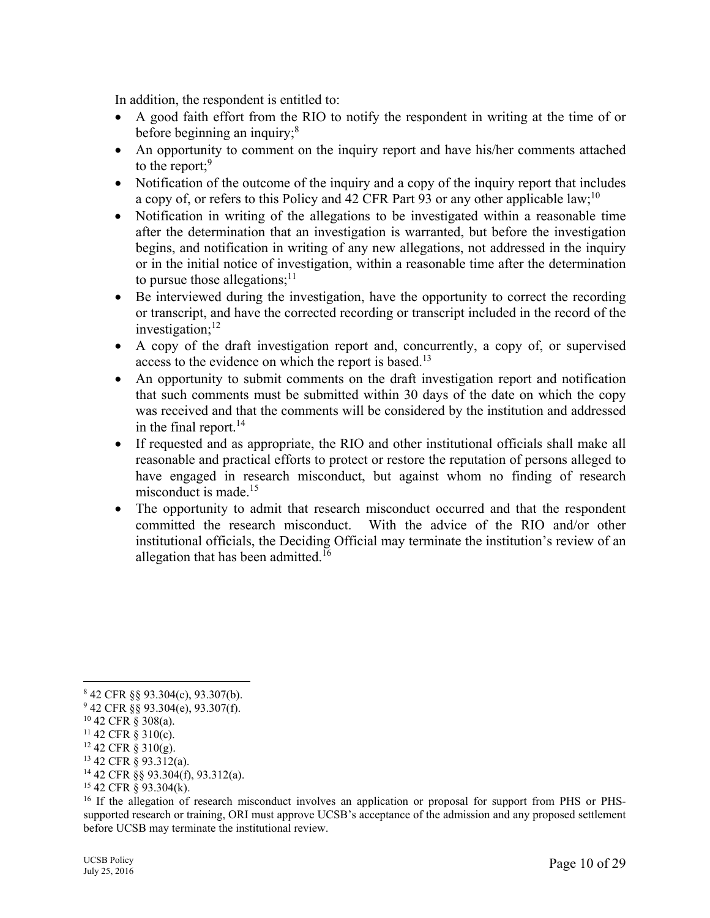In addition, the respondent is entitled to:

- A good faith effort from the RIO to notify the respondent in writing at the time of or before beginning an inquiry;[8]
- An opportunity to comment on the inquiry report and have his/her comments attached to the report;[9]
- Notification of the outcome of the inquiry and a copy of the inquiry report that includes a copy of, or refers to this Policy and 42 CFR Part 93 or any other applicable law;[10]
- Notification in writing of the allegations to be investigated within a reasonable time after the determination that an investigation is warranted, but before the investigation begins, and notification in writing of any new allegations, not addressed in the inquiry or in the initial notice of investigation, within a reasonable time after the determination to pursue those allegations;[11]
- Be interviewed during the investigation, have the opportunity to correct the recording or transcript, and have the corrected recording or transcript included in the record of the investigation;[12]
- A copy of the draft investigation report and, concurrently, a copy of, or supervised access to the evidence on which the report is based.[13]
- An opportunity to submit comments on the draft investigation report and notification that such comments must be submitted within 30 days of the date on which the copy was received and that the comments will be considered by the institution and addressed in the final report.[14]
- If requested and as appropriate, the RIO and other institutional officials shall make all reasonable and practical efforts to protect or restore the reputation of persons alleged to have engaged in research misconduct, but against whom no finding of research misconduct is made.[15]
- The opportunity to admit that research misconduct occurred and that the respondent committed the research misconduct. With the advice of the RIO and/or other institutional officials, the Deciding Official may terminate the institution's review of an allegation that has been admitted.[16]

---

[8] 42 CFR §§ 93.304(c), 93.307(b).
[9] 42 CFR §§ 93.304(e), 93.307(f).
[10] 42 CFR § 308(a).
[11] 42 CFR § 310(c).
[12] 42 CFR § 310(g).
[13] 42 CFR § 93.312(a).
[14] 42 CFR §§ 93.304(f), 93.312(a).
[15] 42 CFR § 93.304(k).
[16] If the allegation of research misconduct involves an application or proposal for support from PHS or PHS-supported research or training, ORI must approve UCSB's acceptance of the admission and any proposed settlement before UCSB may terminate the institutional review.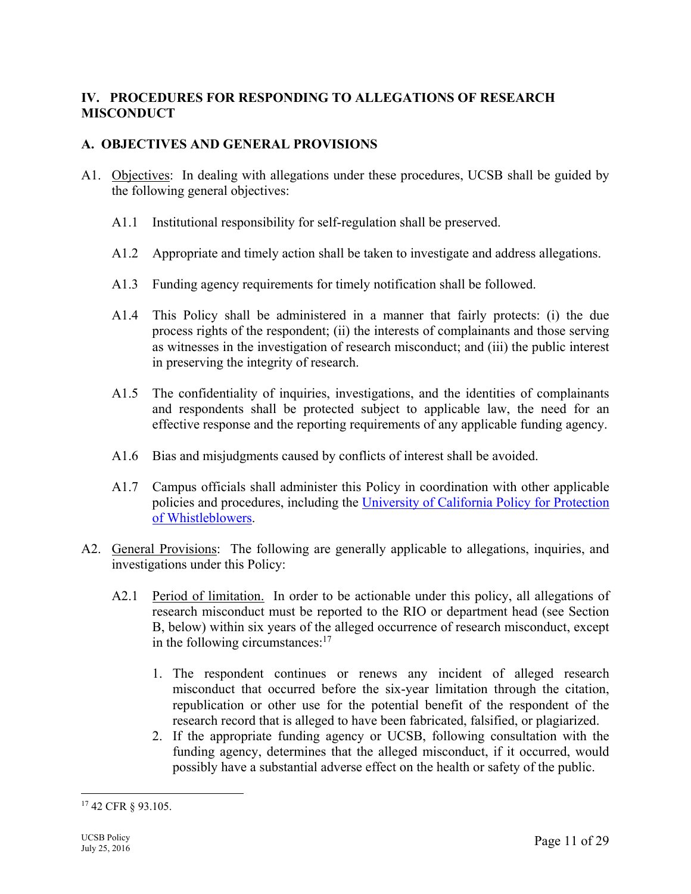## IV. PROCEDURES FOR RESPONDING TO ALLEGATIONS OF RESEARCH MISCONDUCT

### A. OBJECTIVES AND GENERAL PROVISIONS

A1. Objectives: In dealing with allegations under these procedures, UCSB shall be guided by the following general objectives:

A1.1 Institutional responsibility for self-regulation shall be preserved.

A1.2 Appropriate and timely action shall be taken to investigate and address allegations.

A1.3 Funding agency requirements for timely notification shall be followed.

A1.4 This Policy shall be administered in a manner that fairly protects: (i) the due process rights of the respondent; (ii) the interests of complainants and those serving as witnesses in the investigation of research misconduct; and (iii) the public interest in preserving the integrity of research.

A1.5 The confidentiality of inquiries, investigations, and the identities of complainants and respondents shall be protected subject to applicable law, the need for an effective response and the reporting requirements of any applicable funding agency.

A1.6 Bias and misjudgments caused by conflicts of interest shall be avoided.

A1.7 Campus officials shall administer this Policy in coordination with other applicable policies and procedures, including the University of California Policy for Protection of Whistleblowers.

A2. General Provisions: The following are generally applicable to allegations, inquiries, and investigations under this Policy:

A2.1 Period of limitation. In order to be actionable under this policy, all allegations of research misconduct must be reported to the RIO or department head (see Section B, below) within six years of the alleged occurrence of research misconduct, except in the following circumstances:[17]

1. The respondent continues or renews any incident of alleged research misconduct that occurred before the six-year limitation through the citation, republication or other use for the potential benefit of the respondent of the research record that is alleged to have been fabricated, falsified, or plagiarized.
2. If the appropriate funding agency or UCSB, following consultation with the funding agency, determines that the alleged misconduct, if it occurred, would possibly have a substantial adverse effect on the health or safety of the public.

---

[17] 42 CFR § 93.105.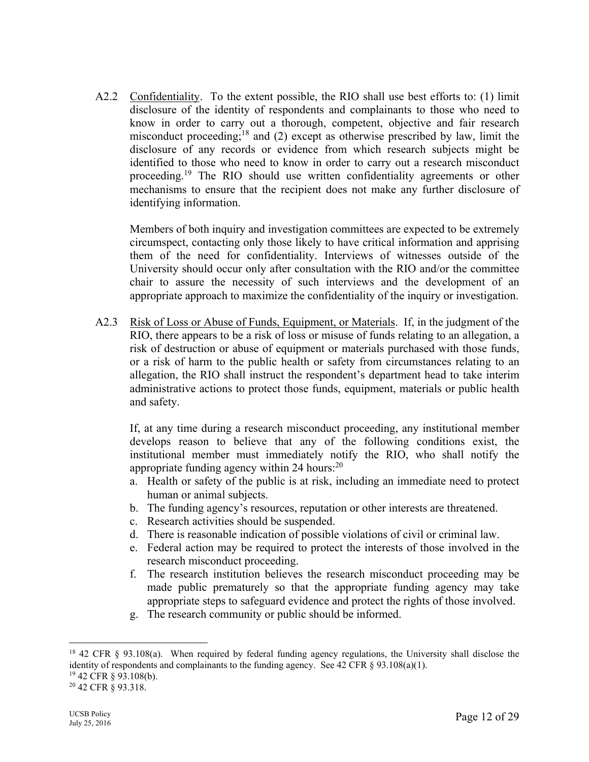A2.2 Confidentiality. To the extent possible, the RIO shall use best efforts to: (1) limit disclosure of the identity of respondents and complainants to those who need to know in order to carry out a thorough, competent, objective and fair research misconduct proceeding;[18] and (2) except as otherwise prescribed by law, limit the disclosure of any records or evidence from which research subjects might be identified to those who need to know in order to carry out a research misconduct proceeding.[19] The RIO should use written confidentiality agreements or other mechanisms to ensure that the recipient does not make any further disclosure of identifying information.

Members of both inquiry and investigation committees are expected to be extremely circumspect, contacting only those likely to have critical information and apprising them of the need for confidentiality. Interviews of witnesses outside of the University should occur only after consultation with the RIO and/or the committee chair to assure the necessity of such interviews and the development of an appropriate approach to maximize the confidentiality of the inquiry or investigation.

A2.3 Risk of Loss or Abuse of Funds, Equipment, or Materials. If, in the judgment of the RIO, there appears to be a risk of loss or misuse of funds relating to an allegation, a risk of destruction or abuse of equipment or materials purchased with those funds, or a risk of harm to the public health or safety from circumstances relating to an allegation, the RIO shall instruct the respondent's department head to take interim administrative actions to protect those funds, equipment, materials or public health and safety.

If, at any time during a research misconduct proceeding, any institutional member develops reason to believe that any of the following conditions exist, the institutional member must immediately notify the RIO, who shall notify the appropriate funding agency within 24 hours:[20]

a. Health or safety of the public is at risk, including an immediate need to protect human or animal subjects.
b. The funding agency's resources, reputation or other interests are threatened.
c. Research activities should be suspended.
d. There is reasonable indication of possible violations of civil or criminal law.
e. Federal action may be required to protect the interests of those involved in the research misconduct proceeding.
f. The research institution believes the research misconduct proceeding may be made public prematurely so that the appropriate funding agency may take appropriate steps to safeguard evidence and protect the rights of those involved.
g. The research community or public should be informed.

---

[18] 42 CFR § 93.108(a). When required by federal funding agency regulations, the University shall disclose the identity of respondents and complainants to the funding agency. See 42 CFR § 93.108(a)(1).

[19] 42 CFR § 93.108(b).

[20] 42 CFR § 93.318.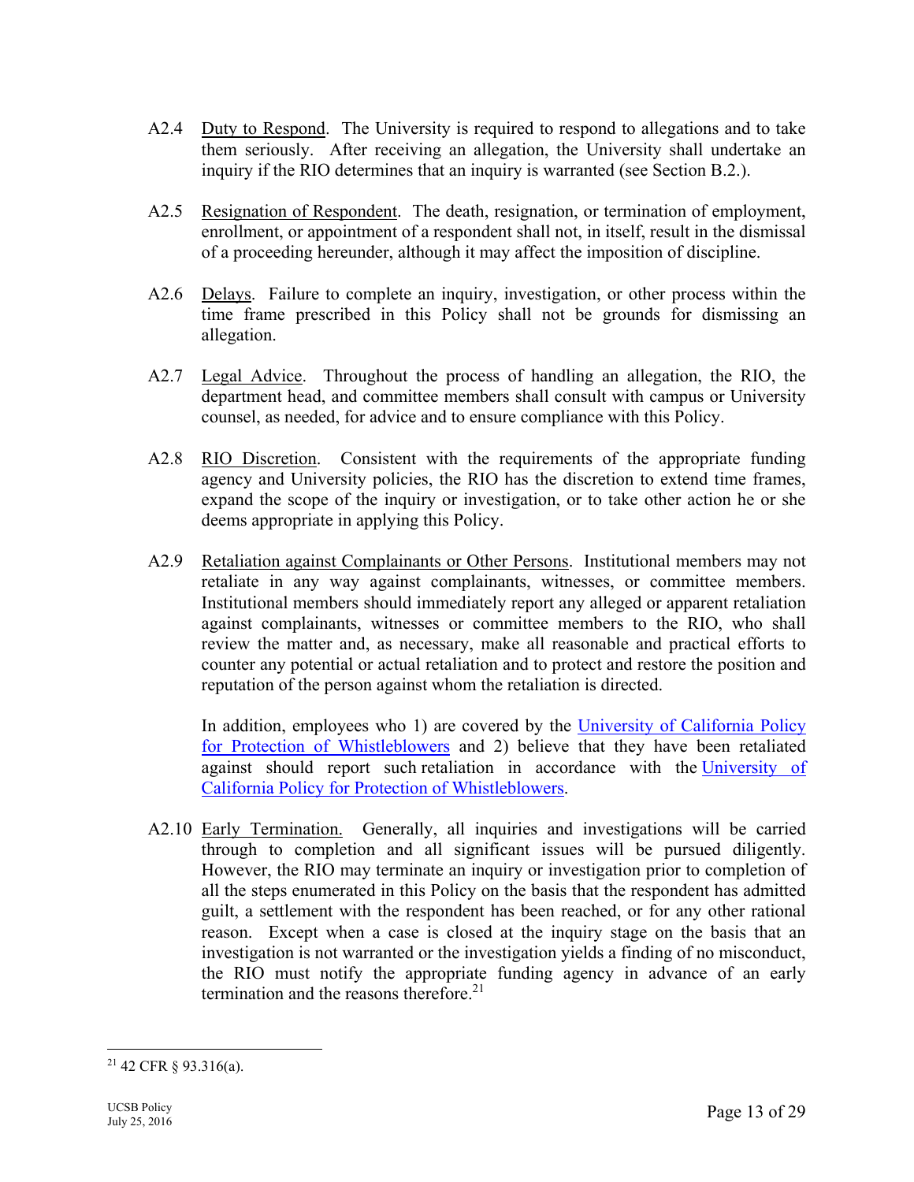A2.4 Duty to Respond. The University is required to respond to allegations and to take them seriously. After receiving an allegation, the University shall undertake an inquiry if the RIO determines that an inquiry is warranted (see Section B.2.).

A2.5 Resignation of Respondent. The death, resignation, or termination of employment, enrollment, or appointment of a respondent shall not, in itself, result in the dismissal of a proceeding hereunder, although it may affect the imposition of discipline.

A2.6 Delays. Failure to complete an inquiry, investigation, or other process within the time frame prescribed in this Policy shall not be grounds for dismissing an allegation.

A2.7 Legal Advice. Throughout the process of handling an allegation, the RIO, the department head, and committee members shall consult with campus or University counsel, as needed, for advice and to ensure compliance with this Policy.

A2.8 RIO Discretion. Consistent with the requirements of the appropriate funding agency and University policies, the RIO has the discretion to extend time frames, expand the scope of the inquiry or investigation, or to take other action he or she deems appropriate in applying this Policy.

A2.9 Retaliation against Complainants or Other Persons. Institutional members may not retaliate in any way against complainants, witnesses, or committee members. Institutional members should immediately report any alleged or apparent retaliation against complainants, witnesses or committee members to the RIO, who shall review the matter and, as necessary, make all reasonable and practical efforts to counter any potential or actual retaliation and to protect and restore the position and reputation of the person against whom the retaliation is directed.

In addition, employees who 1) are covered by the University of California Policy for Protection of Whistleblowers and 2) believe that they have been retaliated against should report such retaliation in accordance with the University of California Policy for Protection of Whistleblowers.

A2.10 Early Termination. Generally, all inquiries and investigations will be carried through to completion and all significant issues will be pursued diligently. However, the RIO may terminate an inquiry or investigation prior to completion of all the steps enumerated in this Policy on the basis that the respondent has admitted guilt, a settlement with the respondent has been reached, or for any other rational reason. Except when a case is closed at the inquiry stage on the basis that an investigation is not warranted or the investigation yields a finding of no misconduct, the RIO must notify the appropriate funding agency in advance of an early termination and the reasons therefore.[21]

---

[21] 42 CFR § 93.316(a).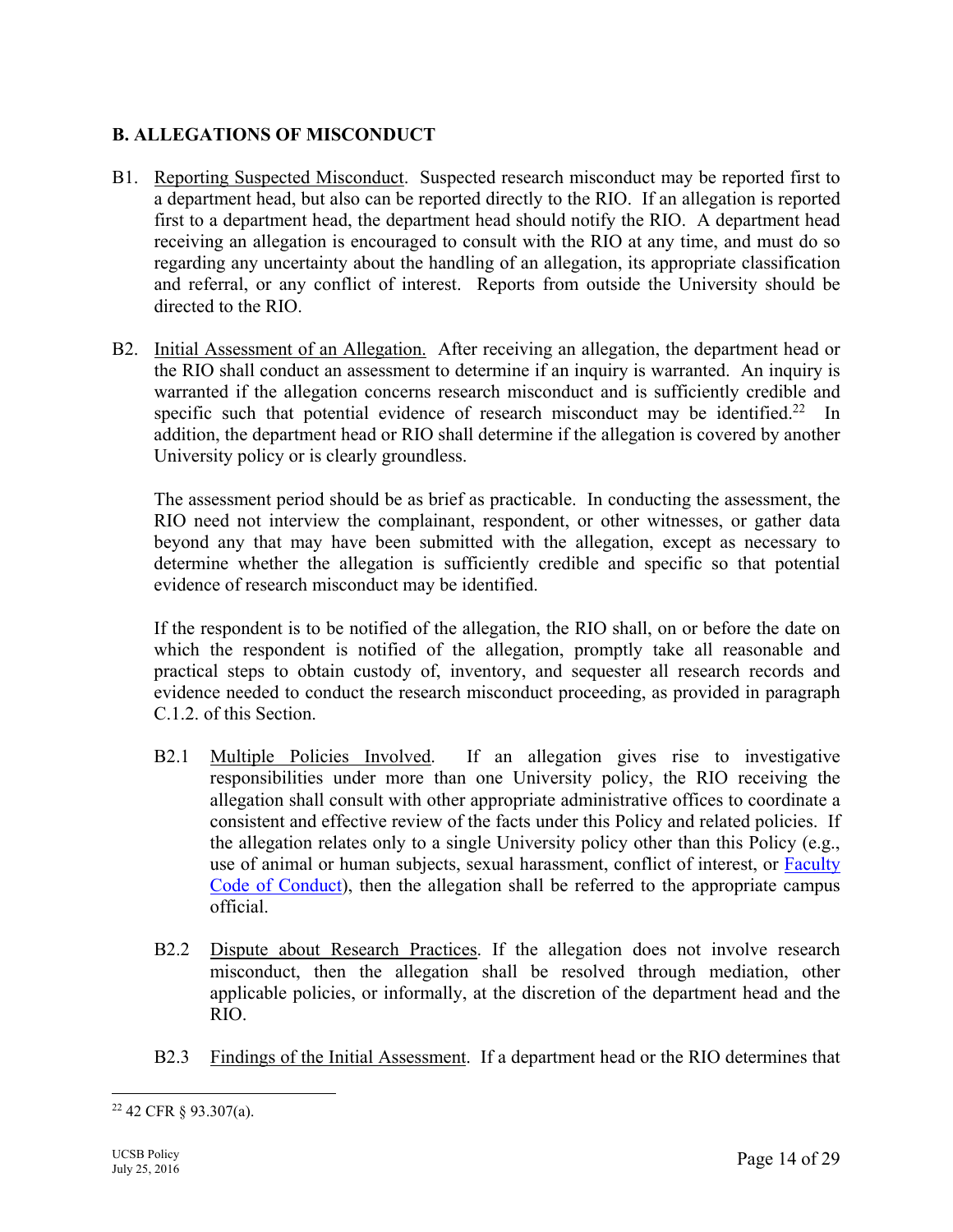## B. ALLEGATIONS OF MISCONDUCT

B1. Reporting Suspected Misconduct. Suspected research misconduct may be reported first to a department head, but also can be reported directly to the RIO. If an allegation is reported first to a department head, the department head should notify the RIO. A department head receiving an allegation is encouraged to consult with the RIO at any time, and must do so regarding any uncertainty about the handling of an allegation, its appropriate classification and referral, or any conflict of interest. Reports from outside the University should be directed to the RIO.

B2. Initial Assessment of an Allegation. After receiving an allegation, the department head or the RIO shall conduct an assessment to determine if an inquiry is warranted. An inquiry is warranted if the allegation concerns research misconduct and is sufficiently credible and specific such that potential evidence of research misconduct may be identified.[22] In addition, the department head or RIO shall determine if the allegation is covered by another University policy or is clearly groundless.

The assessment period should be as brief as practicable. In conducting the assessment, the RIO need not interview the complainant, respondent, or other witnesses, or gather data beyond any that may have been submitted with the allegation, except as necessary to determine whether the allegation is sufficiently credible and specific so that potential evidence of research misconduct may be identified.

If the respondent is to be notified of the allegation, the RIO shall, on or before the date on which the respondent is notified of the allegation, promptly take all reasonable and practical steps to obtain custody of, inventory, and sequester all research records and evidence needed to conduct the research misconduct proceeding, as provided in paragraph C.1.2. of this Section.

B2.1 Multiple Policies Involved. If an allegation gives rise to investigative responsibilities under more than one University policy, the RIO receiving the allegation shall consult with other appropriate administrative offices to coordinate a consistent and effective review of the facts under this Policy and related policies. If the allegation relates only to a single University policy other than this Policy (e.g., use of animal or human subjects, sexual harassment, conflict of interest, or Faculty Code of Conduct), then the allegation shall be referred to the appropriate campus official.

B2.2 Dispute about Research Practices. If the allegation does not involve research misconduct, then the allegation shall be resolved through mediation, other applicable policies, or informally, at the discretion of the department head and the RIO.

B2.3 Findings of the Initial Assessment. If a department head or the RIO determines that

---

[22] 42 CFR § 93.307(a).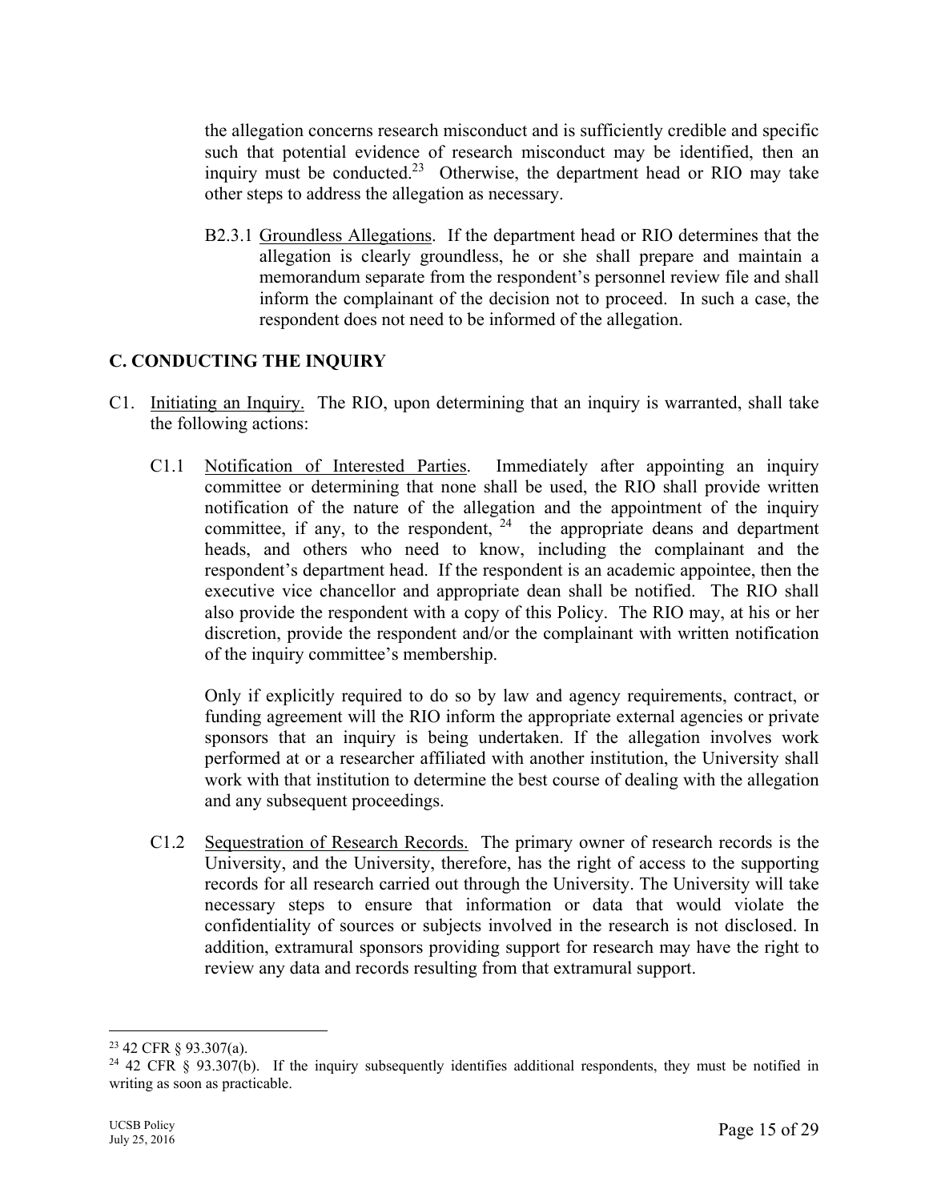the allegation concerns research misconduct and is sufficiently credible and specific such that potential evidence of research misconduct may be identified, then an inquiry must be conducted.[23] Otherwise, the department head or RIO may take other steps to address the allegation as necessary.

B2.3.1 Groundless Allegations. If the department head or RIO determines that the allegation is clearly groundless, he or she shall prepare and maintain a memorandum separate from the respondent's personnel review file and shall inform the complainant of the decision not to proceed. In such a case, the respondent does not need to be informed of the allegation.

## C. CONDUCTING THE INQUIRY

C1. Initiating an Inquiry. The RIO, upon determining that an inquiry is warranted, shall take the following actions:

C1.1 Notification of Interested Parties. Immediately after appointing an inquiry committee or determining that none shall be used, the RIO shall provide written notification of the nature of the allegation and the appointment of the inquiry committee, if any, to the respondent, [24] the appropriate deans and department heads, and others who need to know, including the complainant and the respondent's department head. If the respondent is an academic appointee, then the executive vice chancellor and appropriate dean shall be notified. The RIO shall also provide the respondent with a copy of this Policy. The RIO may, at his or her discretion, provide the respondent and/or the complainant with written notification of the inquiry committee's membership.

Only if explicitly required to do so by law and agency requirements, contract, or funding agreement will the RIO inform the appropriate external agencies or private sponsors that an inquiry is being undertaken. If the allegation involves work performed at or a researcher affiliated with another institution, the University shall work with that institution to determine the best course of dealing with the allegation and any subsequent proceedings.

C1.2 Sequestration of Research Records. The primary owner of research records is the University, and the University, therefore, has the right of access to the supporting records for all research carried out through the University. The University will take necessary steps to ensure that information or data that would violate the confidentiality of sources or subjects involved in the research is not disclosed. In addition, extramural sponsors providing support for research may have the right to review any data and records resulting from that extramural support.

---

[23] 42 CFR § 93.307(a).

[24] 42 CFR § 93.307(b). If the inquiry subsequently identifies additional respondents, they must be notified in writing as soon as practicable.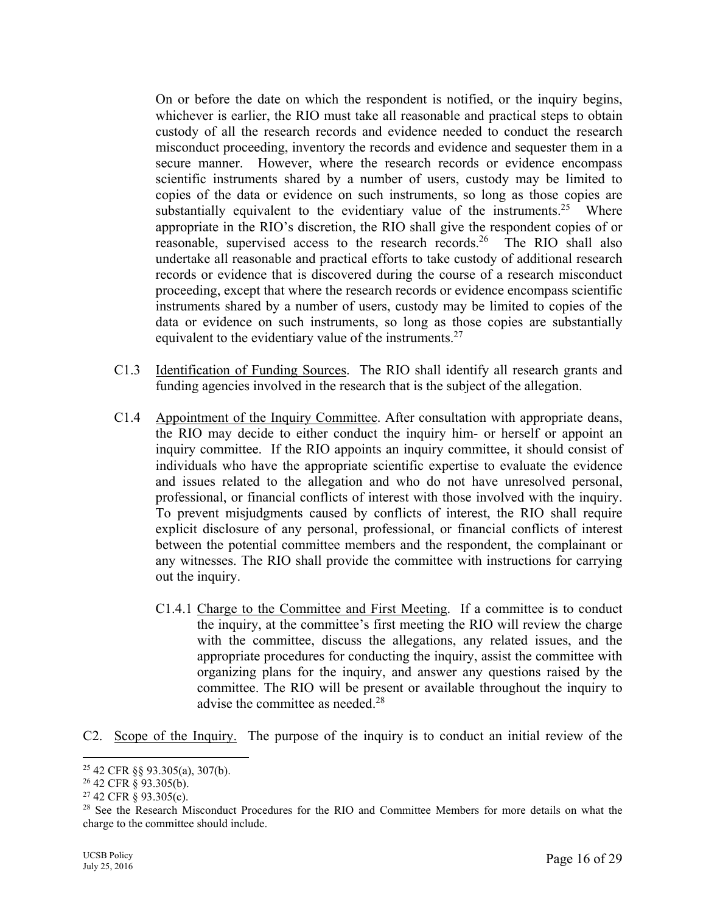On or before the date on which the respondent is notified, or the inquiry begins, whichever is earlier, the RIO must take all reasonable and practical steps to obtain custody of all the research records and evidence needed to conduct the research misconduct proceeding, inventory the records and evidence and sequester them in a secure manner. However, where the research records or evidence encompass scientific instruments shared by a number of users, custody may be limited to copies of the data or evidence on such instruments, so long as those copies are substantially equivalent to the evidentiary value of the instruments.[25] Where appropriate in the RIO's discretion, the RIO shall give the respondent copies of or reasonable, supervised access to the research records.[26] The RIO shall also undertake all reasonable and practical efforts to take custody of additional research records or evidence that is discovered during the course of a research misconduct proceeding, except that where the research records or evidence encompass scientific instruments shared by a number of users, custody may be limited to copies of the data or evidence on such instruments, so long as those copies are substantially equivalent to the evidentiary value of the instruments.[27]

C1.3 Identification of Funding Sources. The RIO shall identify all research grants and funding agencies involved in the research that is the subject of the allegation.

C1.4 Appointment of the Inquiry Committee. After consultation with appropriate deans, the RIO may decide to either conduct the inquiry him- or herself or appoint an inquiry committee. If the RIO appoints an inquiry committee, it should consist of individuals who have the appropriate scientific expertise to evaluate the evidence and issues related to the allegation and who do not have unresolved personal, professional, or financial conflicts of interest with those involved with the inquiry. To prevent misjudgments caused by conflicts of interest, the RIO shall require explicit disclosure of any personal, professional, or financial conflicts of interest between the potential committee members and the respondent, the complainant or any witnesses. The RIO shall provide the committee with instructions for carrying out the inquiry.

C1.4.1 Charge to the Committee and First Meeting. If a committee is to conduct the inquiry, at the committee's first meeting the RIO will review the charge with the committee, discuss the allegations, any related issues, and the appropriate procedures for conducting the inquiry, assist the committee with organizing plans for the inquiry, and answer any questions raised by the committee. The RIO will be present or available throughout the inquiry to advise the committee as needed.[28]

C2. Scope of the Inquiry. The purpose of the inquiry is to conduct an initial review of the

---

[25] 42 CFR §§ 93.305(a), 307(b).

[26] 42 CFR § 93.305(b).

[27] 42 CFR § 93.305(c).

[28] See the Research Misconduct Procedures for the RIO and Committee Members for more details on what the charge to the committee should include.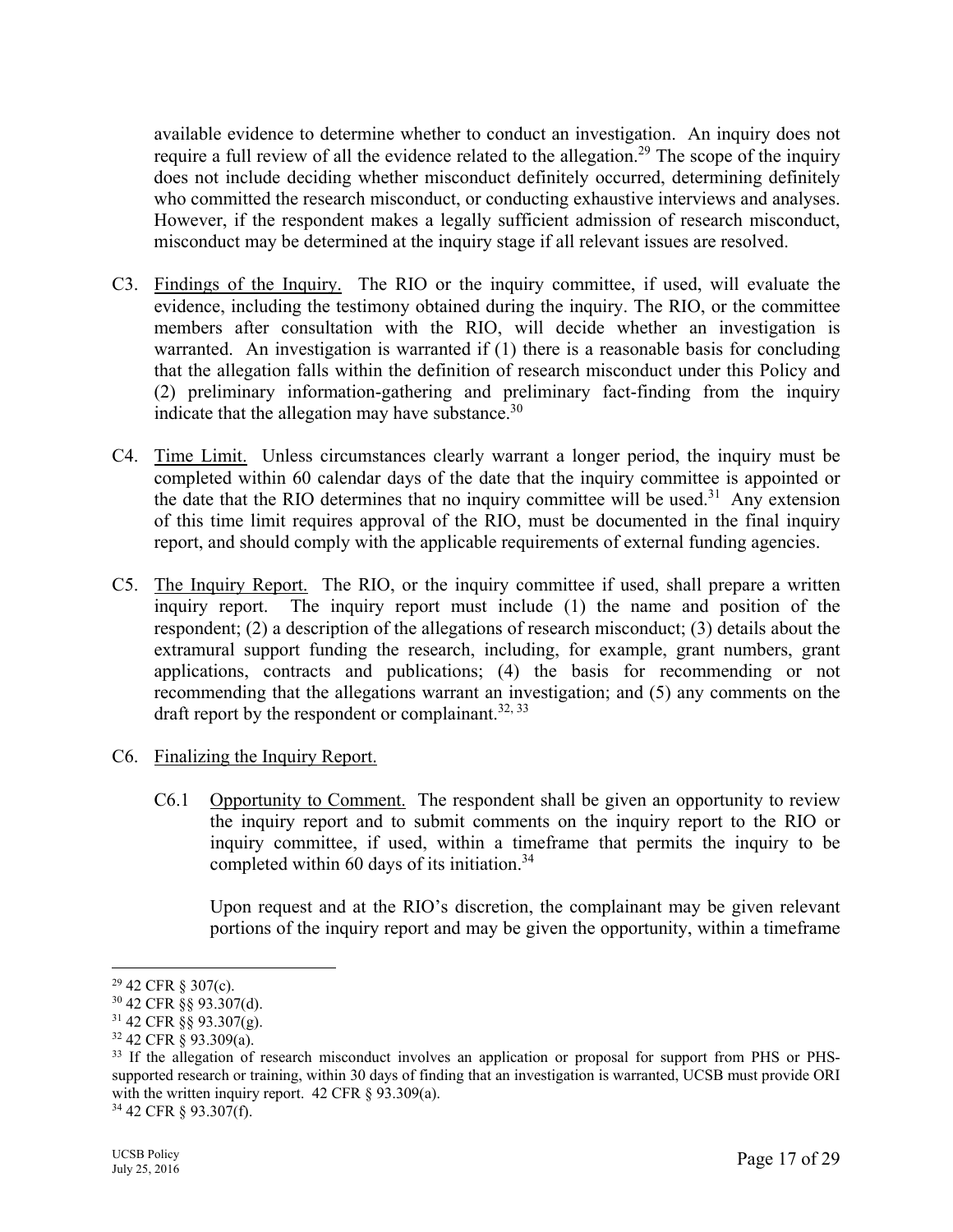available evidence to determine whether to conduct an investigation. An inquiry does not require a full review of all the evidence related to the allegation.[29] The scope of the inquiry does not include deciding whether misconduct definitely occurred, determining definitely who committed the research misconduct, or conducting exhaustive interviews and analyses. However, if the respondent makes a legally sufficient admission of research misconduct, misconduct may be determined at the inquiry stage if all relevant issues are resolved.

C3. Findings of the Inquiry. The RIO or the inquiry committee, if used, will evaluate the evidence, including the testimony obtained during the inquiry. The RIO, or the committee members after consultation with the RIO, will decide whether an investigation is warranted. An investigation is warranted if (1) there is a reasonable basis for concluding that the allegation falls within the definition of research misconduct under this Policy and (2) preliminary information-gathering and preliminary fact-finding from the inquiry indicate that the allegation may have substance.[30]

C4. Time Limit. Unless circumstances clearly warrant a longer period, the inquiry must be completed within 60 calendar days of the date that the inquiry committee is appointed or the date that the RIO determines that no inquiry committee will be used.[31] Any extension of this time limit requires approval of the RIO, must be documented in the final inquiry report, and should comply with the applicable requirements of external funding agencies.

C5. The Inquiry Report. The RIO, or the inquiry committee if used, shall prepare a written inquiry report. The inquiry report must include (1) the name and position of the respondent; (2) a description of the allegations of research misconduct; (3) details about the extramural support funding the research, including, for example, grant numbers, grant applications, contracts and publications; (4) the basis for recommending or not recommending that the allegations warrant an investigation; and (5) any comments on the draft report by the respondent or complainant.[32, 33]

C6. Finalizing the Inquiry Report.

C6.1 Opportunity to Comment. The respondent shall be given an opportunity to review the inquiry report and to submit comments on the inquiry report to the RIO or inquiry committee, if used, within a timeframe that permits the inquiry to be completed within 60 days of its initiation.[34]

Upon request and at the RIO's discretion, the complainant may be given relevant portions of the inquiry report and may be given the opportunity, within a timeframe

---

[29] 42 CFR § 307(c).

[30] 42 CFR §§ 93.307(d).

[31] 42 CFR §§ 93.307(g).

[32] 42 CFR § 93.309(a).

[33] If the allegation of research misconduct involves an application or proposal for support from PHS or PHS-supported research or training, within 30 days of finding that an investigation is warranted, UCSB must provide ORI with the written inquiry report. 42 CFR § 93.309(a).

[34] 42 CFR § 93.307(f).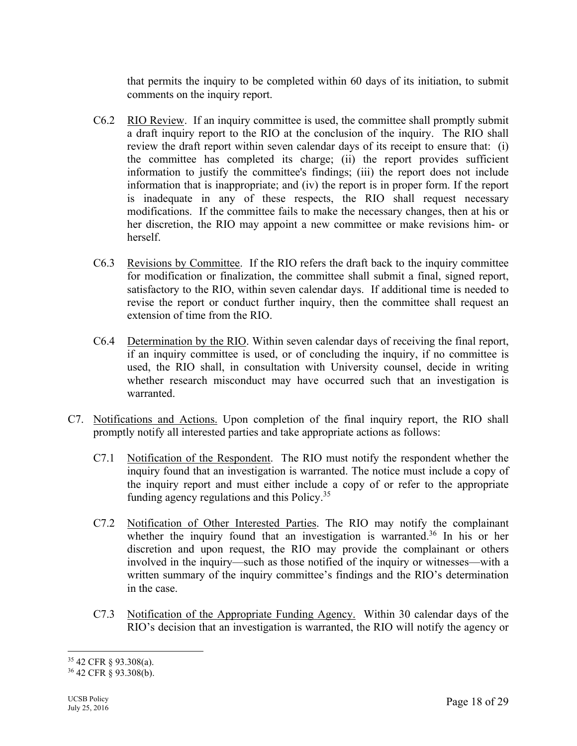that permits the inquiry to be completed within 60 days of its initiation, to submit comments on the inquiry report.

C6.2 RIO Review. If an inquiry committee is used, the committee shall promptly submit a draft inquiry report to the RIO at the conclusion of the inquiry. The RIO shall review the draft report within seven calendar days of its receipt to ensure that: (i) the committee has completed its charge; (ii) the report provides sufficient information to justify the committee's findings; (iii) the report does not include information that is inappropriate; and (iv) the report is in proper form. If the report is inadequate in any of these respects, the RIO shall request necessary modifications. If the committee fails to make the necessary changes, then at his or her discretion, the RIO may appoint a new committee or make revisions him- or herself.

C6.3 Revisions by Committee. If the RIO refers the draft back to the inquiry committee for modification or finalization, the committee shall submit a final, signed report, satisfactory to the RIO, within seven calendar days. If additional time is needed to revise the report or conduct further inquiry, then the committee shall request an extension of time from the RIO.

C6.4 Determination by the RIO. Within seven calendar days of receiving the final report, if an inquiry committee is used, or of concluding the inquiry, if no committee is used, the RIO shall, in consultation with University counsel, decide in writing whether research misconduct may have occurred such that an investigation is warranted.

C7. Notifications and Actions. Upon completion of the final inquiry report, the RIO shall promptly notify all interested parties and take appropriate actions as follows:

C7.1 Notification of the Respondent. The RIO must notify the respondent whether the inquiry found that an investigation is warranted. The notice must include a copy of the inquiry report and must either include a copy of or refer to the appropriate funding agency regulations and this Policy.[35]

C7.2 Notification of Other Interested Parties. The RIO may notify the complainant whether the inquiry found that an investigation is warranted.[36] In his or her discretion and upon request, the RIO may provide the complainant or others involved in the inquiry—such as those notified of the inquiry or witnesses—with a written summary of the inquiry committee's findings and the RIO's determination in the case.

C7.3 Notification of the Appropriate Funding Agency. Within 30 calendar days of the RIO's decision that an investigation is warranted, the RIO will notify the agency or

[35] 42 CFR § 93.308(a).

[36] 42 CFR § 93.308(b).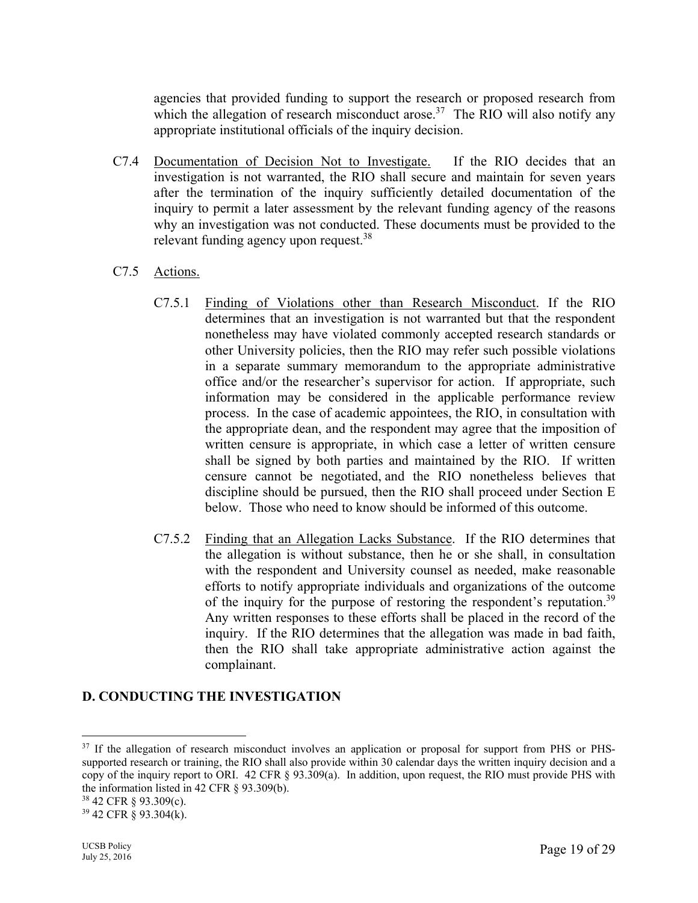agencies that provided funding to support the research or proposed research from which the allegation of research misconduct arose.[37] The RIO will also notify any appropriate institutional officials of the inquiry decision.

C7.4 Documentation of Decision Not to Investigate. If the RIO decides that an investigation is not warranted, the RIO shall secure and maintain for seven years after the termination of the inquiry sufficiently detailed documentation of the inquiry to permit a later assessment by the relevant funding agency of the reasons why an investigation was not conducted. These documents must be provided to the relevant funding agency upon request.[38]

C7.5 Actions.

C7.5.1 Finding of Violations other than Research Misconduct. If the RIO determines that an investigation is not warranted but that the respondent nonetheless may have violated commonly accepted research standards or other University policies, then the RIO may refer such possible violations in a separate summary memorandum to the appropriate administrative office and/or the researcher's supervisor for action. If appropriate, such information may be considered in the applicable performance review process. In the case of academic appointees, the RIO, in consultation with the appropriate dean, and the respondent may agree that the imposition of written censure is appropriate, in which case a letter of written censure shall be signed by both parties and maintained by the RIO. If written censure cannot be negotiated, and the RIO nonetheless believes that discipline should be pursued, then the RIO shall proceed under Section E below. Those who need to know should be informed of this outcome.

C7.5.2 Finding that an Allegation Lacks Substance. If the RIO determines that the allegation is without substance, then he or she shall, in consultation with the respondent and University counsel as needed, make reasonable efforts to notify appropriate individuals and organizations of the outcome of the inquiry for the purpose of restoring the respondent's reputation.[39] Any written responses to these efforts shall be placed in the record of the inquiry. If the RIO determines that the allegation was made in bad faith, then the RIO shall take appropriate administrative action against the complainant.

## D. CONDUCTING THE INVESTIGATION

---

[37] If the allegation of research misconduct involves an application or proposal for support from PHS or PHS-supported research or training, the RIO shall also provide within 30 calendar days the written inquiry decision and a copy of the inquiry report to ORI. 42 CFR § 93.309(a). In addition, upon request, the RIO must provide PHS with the information listed in 42 CFR § 93.309(b).

[38] 42 CFR § 93.309(c).

[39] 42 CFR § 93.304(k).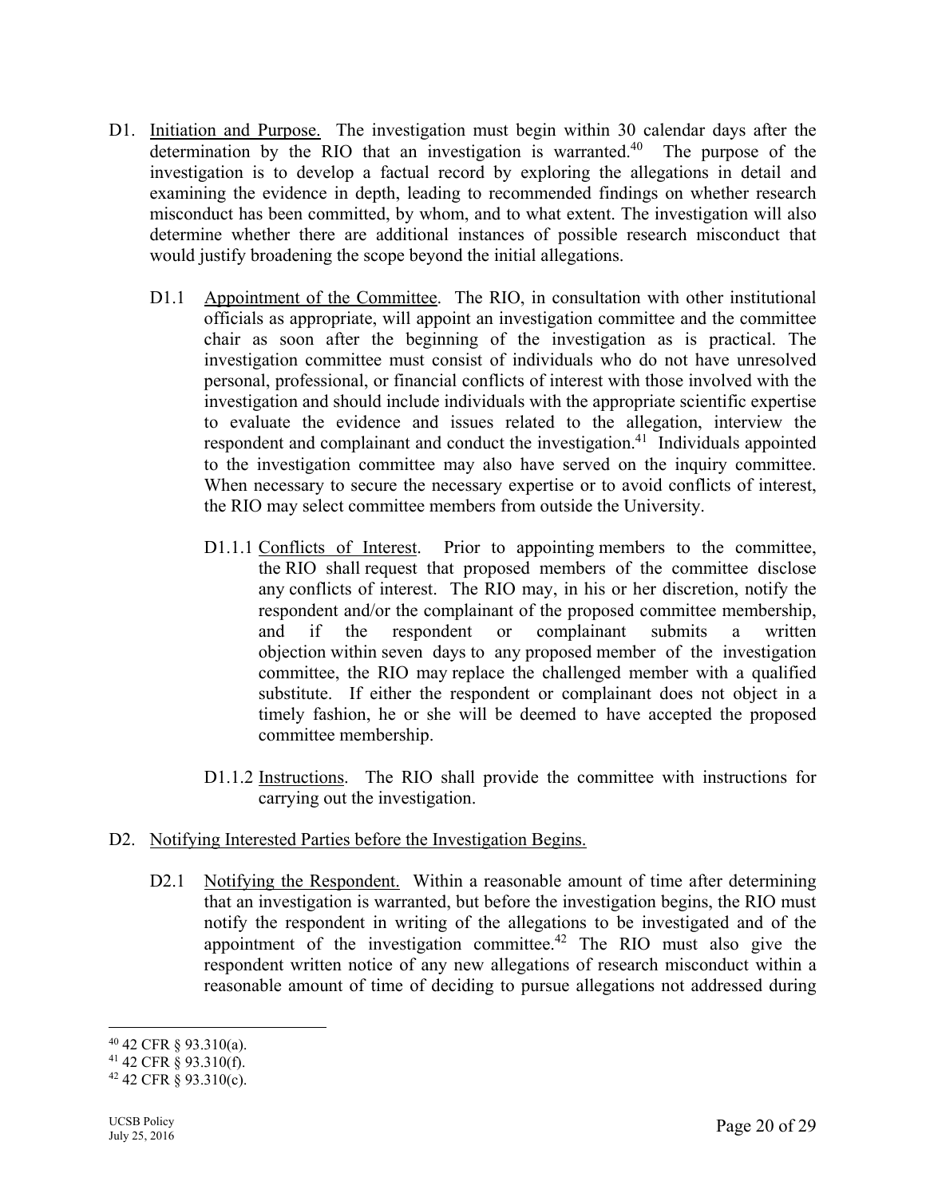D1. Initiation and Purpose. The investigation must begin within 30 calendar days after the determination by the RIO that an investigation is warranted.[40] The purpose of the investigation is to develop a factual record by exploring the allegations in detail and examining the evidence in depth, leading to recommended findings on whether research misconduct has been committed, by whom, and to what extent. The investigation will also determine whether there are additional instances of possible research misconduct that would justify broadening the scope beyond the initial allegations.

D1.1 Appointment of the Committee. The RIO, in consultation with other institutional officials as appropriate, will appoint an investigation committee and the committee chair as soon after the beginning of the investigation as is practical. The investigation committee must consist of individuals who do not have unresolved personal, professional, or financial conflicts of interest with those involved with the investigation and should include individuals with the appropriate scientific expertise to evaluate the evidence and issues related to the allegation, interview the respondent and complainant and conduct the investigation.[41] Individuals appointed to the investigation committee may also have served on the inquiry committee. When necessary to secure the necessary expertise or to avoid conflicts of interest, the RIO may select committee members from outside the University.

D1.1.1 Conflicts of Interest. Prior to appointing members to the committee, the RIO shall request that proposed members of the committee disclose any conflicts of interest. The RIO may, in his or her discretion, notify the respondent and/or the complainant of the proposed committee membership, and if the respondent or complainant submits a written objection within seven days to any proposed member of the investigation committee, the RIO may replace the challenged member with a qualified substitute. If either the respondent or complainant does not object in a timely fashion, he or she will be deemed to have accepted the proposed committee membership.

D1.1.2 Instructions. The RIO shall provide the committee with instructions for carrying out the investigation.

D2. Notifying Interested Parties before the Investigation Begins.

D2.1 Notifying the Respondent. Within a reasonable amount of time after determining that an investigation is warranted, but before the investigation begins, the RIO must notify the respondent in writing of the allegations to be investigated and of the appointment of the investigation committee.[42] The RIO must also give the respondent written notice of any new allegations of research misconduct within a reasonable amount of time of deciding to pursue allegations not addressed during

---

[40] 42 CFR § 93.310(a).

[41] 42 CFR § 93.310(f).

[42] 42 CFR § 93.310(c).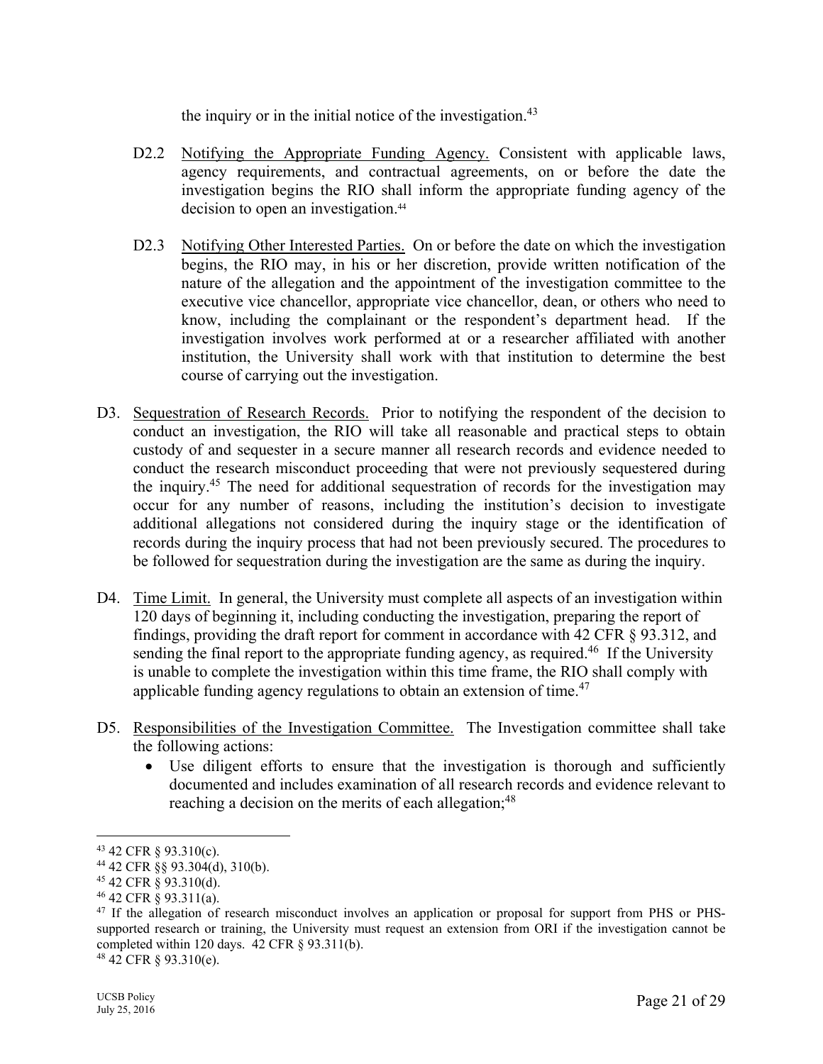the inquiry or in the initial notice of the investigation.[43]

D2.2 Notifying the Appropriate Funding Agency. Consistent with applicable laws, agency requirements, and contractual agreements, on or before the date the investigation begins the RIO shall inform the appropriate funding agency of the decision to open an investigation.[44]

D2.3 Notifying Other Interested Parties. On or before the date on which the investigation begins, the RIO may, in his or her discretion, provide written notification of the nature of the allegation and the appointment of the investigation committee to the executive vice chancellor, appropriate vice chancellor, dean, or others who need to know, including the complainant or the respondent's department head. If the investigation involves work performed at or a researcher affiliated with another institution, the University shall work with that institution to determine the best course of carrying out the investigation.

D3. Sequestration of Research Records. Prior to notifying the respondent of the decision to conduct an investigation, the RIO will take all reasonable and practical steps to obtain custody of and sequester in a secure manner all research records and evidence needed to conduct the research misconduct proceeding that were not previously sequestered during the inquiry.[45] The need for additional sequestration of records for the investigation may occur for any number of reasons, including the institution's decision to investigate additional allegations not considered during the inquiry stage or the identification of records during the inquiry process that had not been previously secured. The procedures to be followed for sequestration during the investigation are the same as during the inquiry.

D4. Time Limit. In general, the University must complete all aspects of an investigation within 120 days of beginning it, including conducting the investigation, preparing the report of findings, providing the draft report for comment in accordance with 42 CFR § 93.312, and sending the final report to the appropriate funding agency, as required.[46] If the University is unable to complete the investigation within this time frame, the RIO shall comply with applicable funding agency regulations to obtain an extension of time.[47]

D5. Responsibilities of the Investigation Committee. The Investigation committee shall take the following actions:

- Use diligent efforts to ensure that the investigation is thorough and sufficiently documented and includes examination of all research records and evidence relevant to reaching a decision on the merits of each allegation;[48]

---

[43] 42 CFR § 93.310(c).

[44] 42 CFR §§ 93.304(d), 310(b).

[45] 42 CFR § 93.310(d).

[46] 42 CFR § 93.311(a).

[47] If the allegation of research misconduct involves an application or proposal for support from PHS or PHS-supported research or training, the University must request an extension from ORI if the investigation cannot be completed within 120 days. 42 CFR § 93.311(b).

[48] 42 CFR § 93.310(e).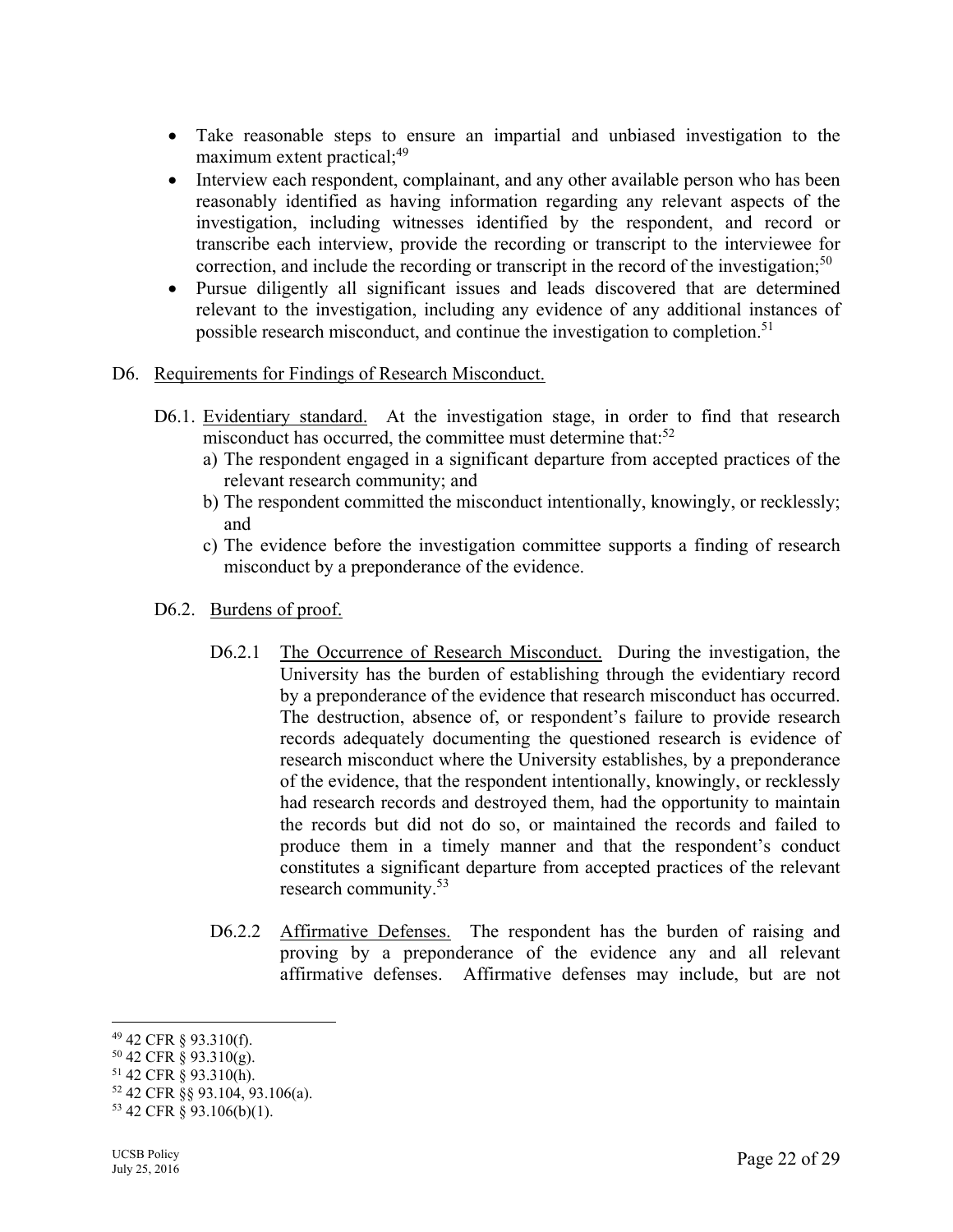- Take reasonable steps to ensure an impartial and unbiased investigation to the maximum extent practical;[49]
- Interview each respondent, complainant, and any other available person who has been reasonably identified as having information regarding any relevant aspects of the investigation, including witnesses identified by the respondent, and record or transcribe each interview, provide the recording or transcript to the interviewee for correction, and include the recording or transcript in the record of the investigation;[50]
- Pursue diligently all significant issues and leads discovered that are determined relevant to the investigation, including any evidence of any additional instances of possible research misconduct, and continue the investigation to completion.[51]

D6. Requirements for Findings of Research Misconduct.

D6.1. Evidentiary standard. At the investigation stage, in order to find that research misconduct has occurred, the committee must determine that:[52]

a) The respondent engaged in a significant departure from accepted practices of the relevant research community; and

b) The respondent committed the misconduct intentionally, knowingly, or recklessly; and

c) The evidence before the investigation committee supports a finding of research misconduct by a preponderance of the evidence.

D6.2. Burdens of proof.

D6.2.1 The Occurrence of Research Misconduct. During the investigation, the University has the burden of establishing through the evidentiary record by a preponderance of the evidence that research misconduct has occurred. The destruction, absence of, or respondent's failure to provide research records adequately documenting the questioned research is evidence of research misconduct where the University establishes, by a preponderance of the evidence, that the respondent intentionally, knowingly, or recklessly had research records and destroyed them, had the opportunity to maintain the records but did not do so, or maintained the records and failed to produce them in a timely manner and that the respondent's conduct constitutes a significant departure from accepted practices of the relevant research community.[53]

D6.2.2 Affirmative Defenses. The respondent has the burden of raising and proving by a preponderance of the evidence any and all relevant affirmative defenses. Affirmative defenses may include, but are not

[49] 42 CFR § 93.310(f).

[50] 42 CFR § 93.310(g).

[51] 42 CFR § 93.310(h).

[52] 42 CFR §§ 93.104, 93.106(a).

[53] 42 CFR § 93.106(b)(1).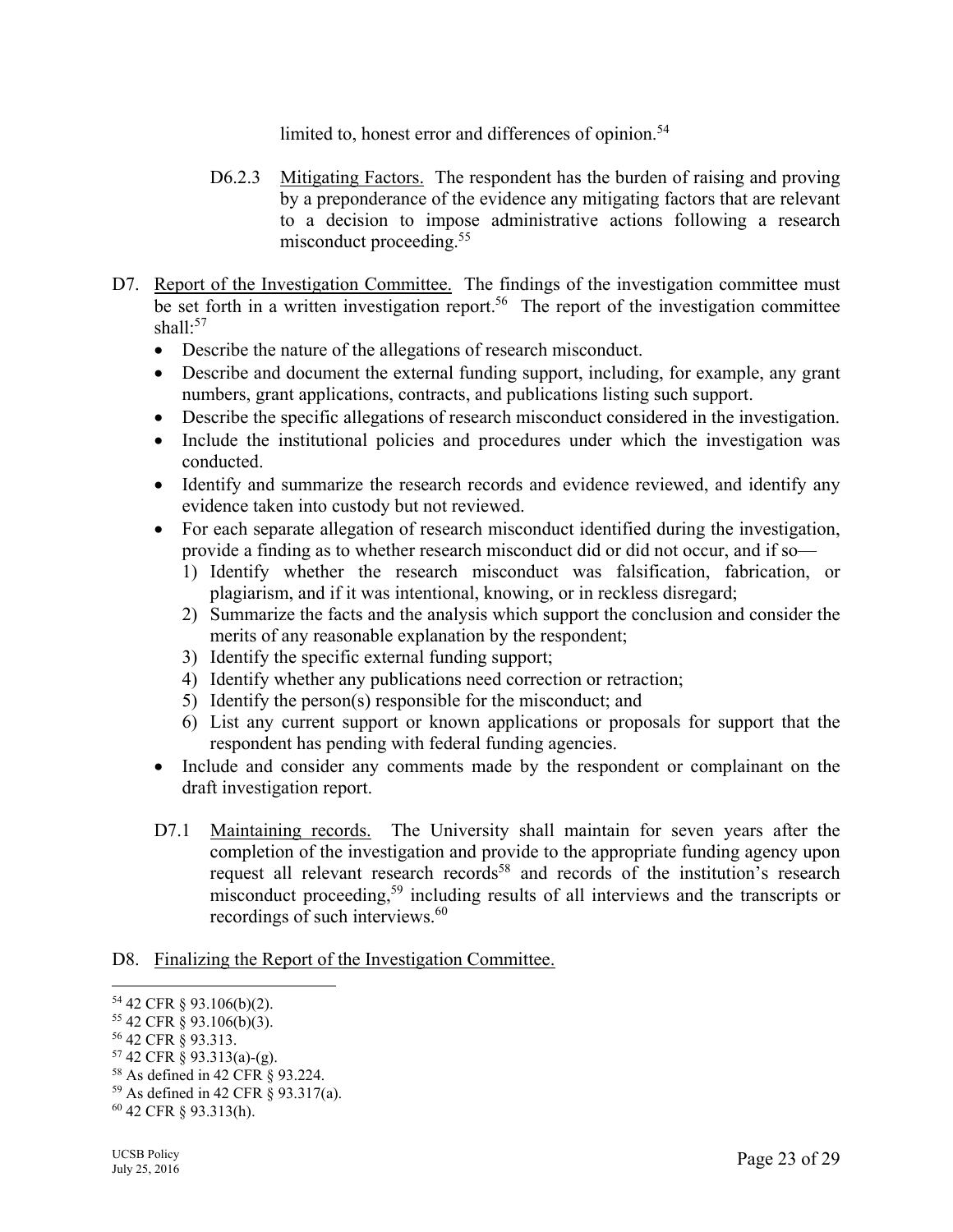limited to, honest error and differences of opinion.[54]

D6.2.3 Mitigating Factors. The respondent has the burden of raising and proving by a preponderance of the evidence any mitigating factors that are relevant to a decision to impose administrative actions following a research misconduct proceeding.[55]

D7. Report of the Investigation Committee. The findings of the investigation committee must be set forth in a written investigation report.[56] The report of the investigation committee shall:[57]

- Describe the nature of the allegations of research misconduct.
- Describe and document the external funding support, including, for example, any grant numbers, grant applications, contracts, and publications listing such support.
- Describe the specific allegations of research misconduct considered in the investigation.
- Include the institutional policies and procedures under which the investigation was conducted.
- Identify and summarize the research records and evidence reviewed, and identify any evidence taken into custody but not reviewed.
- For each separate allegation of research misconduct identified during the investigation, provide a finding as to whether research misconduct did or did not occur, and if so—
  1) Identify whether the research misconduct was falsification, fabrication, or plagiarism, and if it was intentional, knowing, or in reckless disregard;
  2) Summarize the facts and the analysis which support the conclusion and consider the merits of any reasonable explanation by the respondent;
  3) Identify the specific external funding support;
  4) Identify whether any publications need correction or retraction;
  5) Identify the person(s) responsible for the misconduct; and
  6) List any current support or known applications or proposals for support that the respondent has pending with federal funding agencies.
- Include and consider any comments made by the respondent or complainant on the draft investigation report.

D7.1 Maintaining records. The University shall maintain for seven years after the completion of the investigation and provide to the appropriate funding agency upon request all relevant research records[58] and records of the institution's research misconduct proceeding,[59] including results of all interviews and the transcripts or recordings of such interviews.[60]

D8. Finalizing the Report of the Investigation Committee.

---

[54] 42 CFR § 93.106(b)(2).
[55] 42 CFR § 93.106(b)(3).
[56] 42 CFR § 93.313.
[57] 42 CFR § 93.313(a)-(g).
[58] As defined in 42 CFR § 93.224.
[59] As defined in 42 CFR § 93.317(a).
[60] 42 CFR § 93.313(h).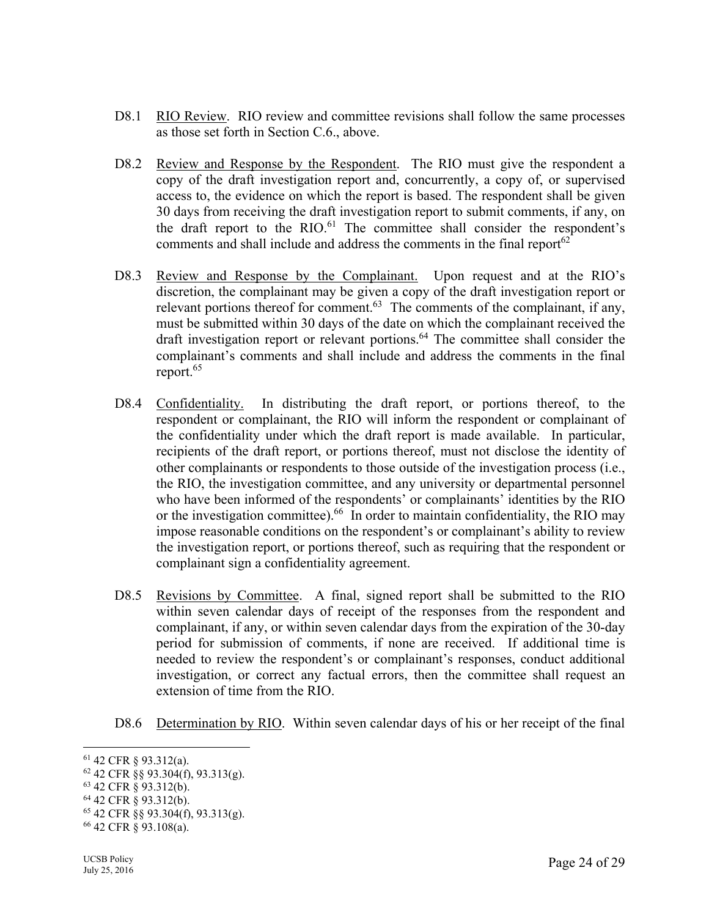D8.1 <u>RIO Review</u>. RIO review and committee revisions shall follow the same processes as those set forth in Section C.6., above.

D8.2 <u>Review and Response by the Respondent</u>. The RIO must give the respondent a copy of the draft investigation report and, concurrently, a copy of, or supervised access to, the evidence on which the report is based. The respondent shall be given 30 days from receiving the draft investigation report to submit comments, if any, on the draft report to the RIO.[61] The committee shall consider the respondent's comments and shall include and address the comments in the final report[62]

D8.3 <u>Review and Response by the Complainant.</u> Upon request and at the RIO's discretion, the complainant may be given a copy of the draft investigation report or relevant portions thereof for comment.[63] The comments of the complainant, if any, must be submitted within 30 days of the date on which the complainant received the draft investigation report or relevant portions.[64] The committee shall consider the complainant's comments and shall include and address the comments in the final report.[65]

D8.4 <u>Confidentiality.</u> In distributing the draft report, or portions thereof, to the respondent or complainant, the RIO will inform the respondent or complainant of the confidentiality under which the draft report is made available. In particular, recipients of the draft report, or portions thereof, must not disclose the identity of other complainants or respondents to those outside of the investigation process (i.e., the RIO, the investigation committee, and any university or departmental personnel who have been informed of the respondents' or complainants' identities by the RIO or the investigation committee).[66] In order to maintain confidentiality, the RIO may impose reasonable conditions on the respondent's or complainant's ability to review the investigation report, or portions thereof, such as requiring that the respondent or complainant sign a confidentiality agreement.

D8.5 <u>Revisions by Committee</u>. A final, signed report shall be submitted to the RIO within seven calendar days of receipt of the responses from the respondent and complainant, if any, or within seven calendar days from the expiration of the 30-day period for submission of comments, if none are received. If additional time is needed to review the respondent's or complainant's responses, conduct additional investigation, or correct any factual errors, then the committee shall request an extension of time from the RIO.

D8.6 <u>Determination by RIO</u>. Within seven calendar days of his or her receipt of the final

---

[61] 42 CFR § 93.312(a).
[62] 42 CFR §§ 93.304(f), 93.313(g).
[63] 42 CFR § 93.312(b).
[64] 42 CFR § 93.312(b).
[65] 42 CFR §§ 93.304(f), 93.313(g).
[66] 42 CFR § 93.108(a).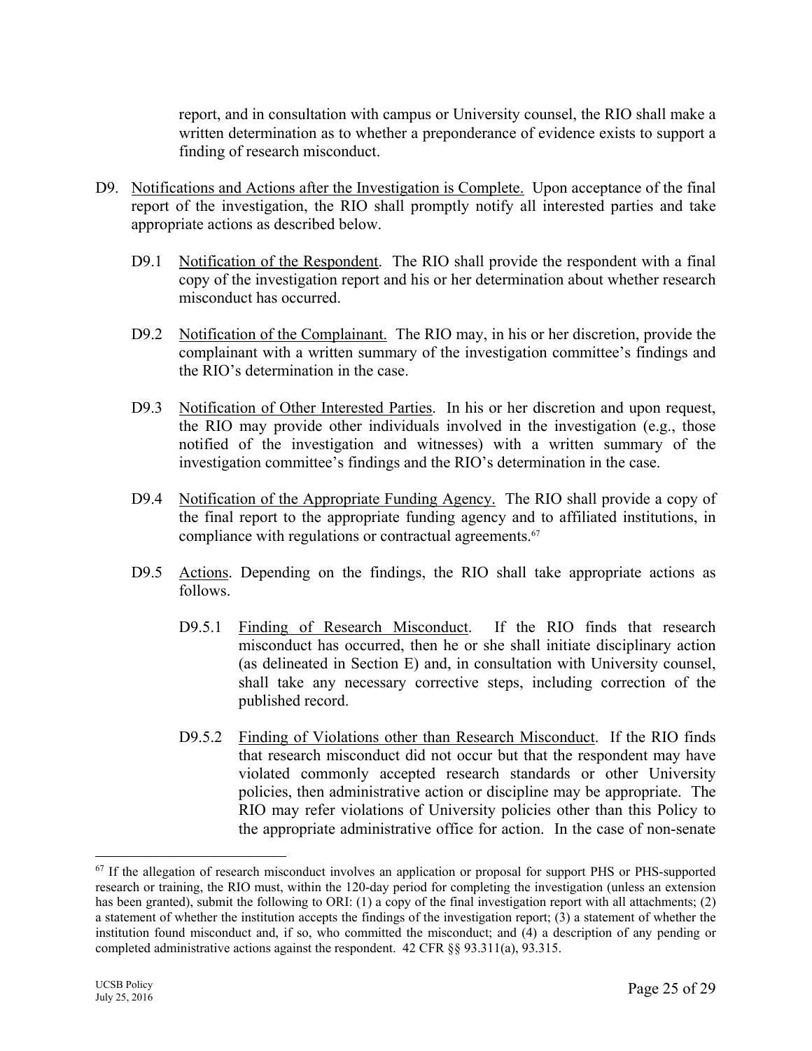report, and in consultation with campus or University counsel, the RIO shall make a written determination as to whether a preponderance of evidence exists to support a finding of research misconduct.

D9. Notifications and Actions after the Investigation is Complete. Upon acceptance of the final report of the investigation, the RIO shall promptly notify all interested parties and take appropriate actions as described below.

D9.1 Notification of the Respondent. The RIO shall provide the respondent with a final copy of the investigation report and his or her determination about whether research misconduct has occurred.

D9.2 Notification of the Complainant. The RIO may, in his or her discretion, provide the complainant with a written summary of the investigation committee's findings and the RIO's determination in the case.

D9.3 Notification of Other Interested Parties. In his or her discretion and upon request, the RIO may provide other individuals involved in the investigation (e.g., those notified of the investigation and witnesses) with a written summary of the investigation committee's findings and the RIO's determination in the case.

D9.4 Notification of the Appropriate Funding Agency. The RIO shall provide a copy of the final report to the appropriate funding agency and to affiliated institutions, in compliance with regulations or contractual agreements.[67]

D9.5 Actions. Depending on the findings, the RIO shall take appropriate actions as follows.

D9.5.1 Finding of Research Misconduct. If the RIO finds that research misconduct has occurred, then he or she shall initiate disciplinary action (as delineated in Section E) and, in consultation with University counsel, shall take any necessary corrective steps, including correction of the published record.

D9.5.2 Finding of Violations other than Research Misconduct. If the RIO finds that research misconduct did not occur but that the respondent may have violated commonly accepted research standards or other University policies, then administrative action or discipline may be appropriate. The RIO may refer violations of University policies other than this Policy to the appropriate administrative office for action. In the case of non-senate

---

[67] If the allegation of research misconduct involves an application or proposal for support PHS or PHS-supported research or training, the RIO must, within the 120-day period for completing the investigation (unless an extension has been granted), submit the following to ORI: (1) a copy of the final investigation report with all attachments; (2) a statement of whether the institution accepts the findings of the investigation report; (3) a statement of whether the institution found misconduct and, if so, who committed the misconduct; and (4) a description of any pending or completed administrative actions against the respondent. 42 CFR §§ 93.311(a), 93.315.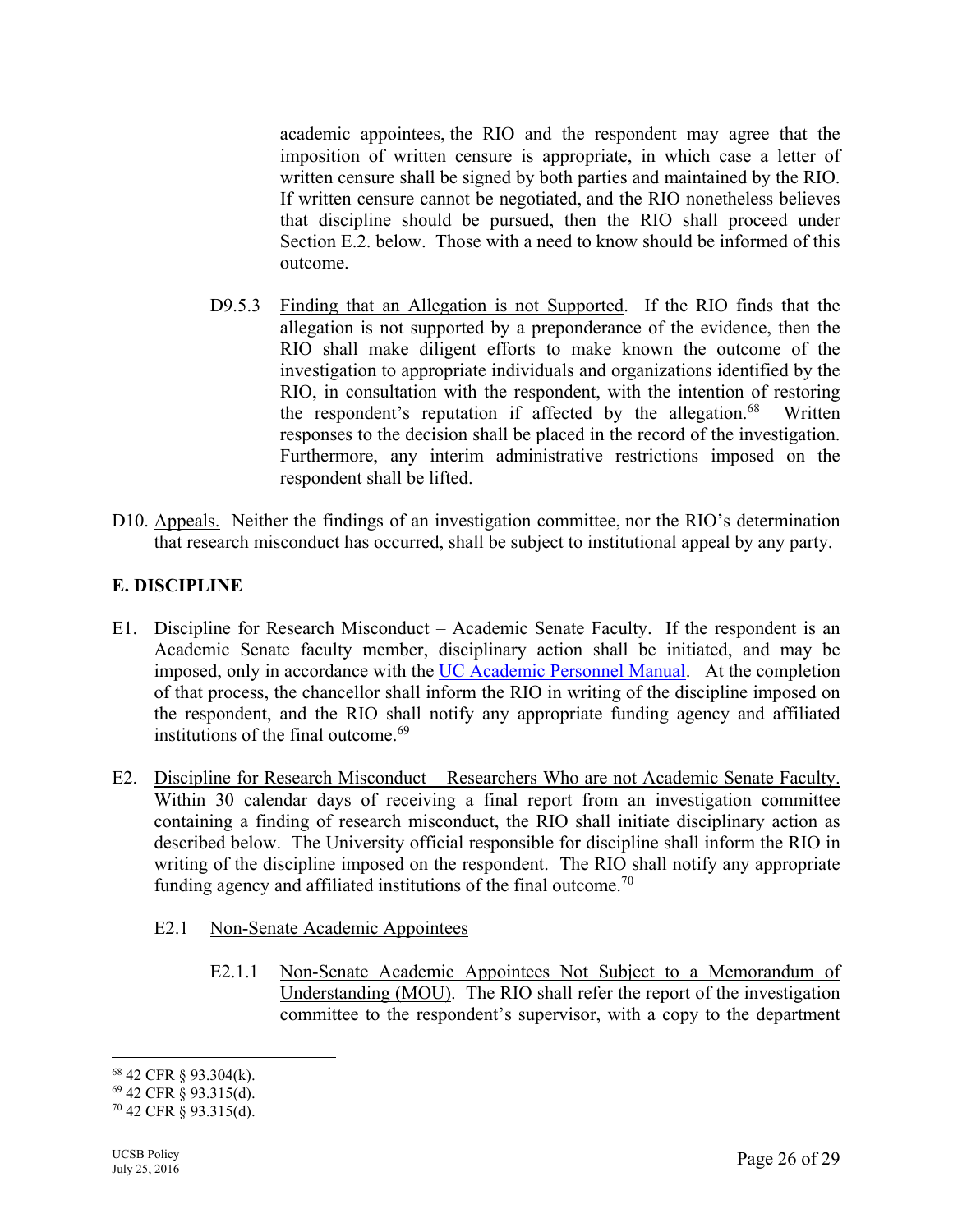academic appointees, the RIO and the respondent may agree that the imposition of written censure is appropriate, in which case a letter of written censure shall be signed by both parties and maintained by the RIO. If written censure cannot be negotiated, and the RIO nonetheless believes that discipline should be pursued, then the RIO shall proceed under Section E.2. below. Those with a need to know should be informed of this outcome.

D9.5.3 Finding that an Allegation is not Supported. If the RIO finds that the allegation is not supported by a preponderance of the evidence, then the RIO shall make diligent efforts to make known the outcome of the investigation to appropriate individuals and organizations identified by the RIO, in consultation with the respondent, with the intention of restoring the respondent's reputation if affected by the allegation.[68] Written responses to the decision shall be placed in the record of the investigation. Furthermore, any interim administrative restrictions imposed on the respondent shall be lifted.

D10. Appeals. Neither the findings of an investigation committee, nor the RIO's determination that research misconduct has occurred, shall be subject to institutional appeal by any party.

## E. DISCIPLINE

E1. Discipline for Research Misconduct – Academic Senate Faculty. If the respondent is an Academic Senate faculty member, disciplinary action shall be initiated, and may be imposed, only in accordance with the UC Academic Personnel Manual. At the completion of that process, the chancellor shall inform the RIO in writing of the discipline imposed on the respondent, and the RIO shall notify any appropriate funding agency and affiliated institutions of the final outcome.[69]

E2. Discipline for Research Misconduct – Researchers Who are not Academic Senate Faculty. Within 30 calendar days of receiving a final report from an investigation committee containing a finding of research misconduct, the RIO shall initiate disciplinary action as described below. The University official responsible for discipline shall inform the RIO in writing of the discipline imposed on the respondent. The RIO shall notify any appropriate funding agency and affiliated institutions of the final outcome.[70]

E2.1 Non-Senate Academic Appointees

E2.1.1 Non-Senate Academic Appointees Not Subject to a Memorandum of Understanding (MOU). The RIO shall refer the report of the investigation committee to the respondent's supervisor, with a copy to the department

---

[68] 42 CFR § 93.304(k).

[69] 42 CFR § 93.315(d).

[70] 42 CFR § 93.315(d).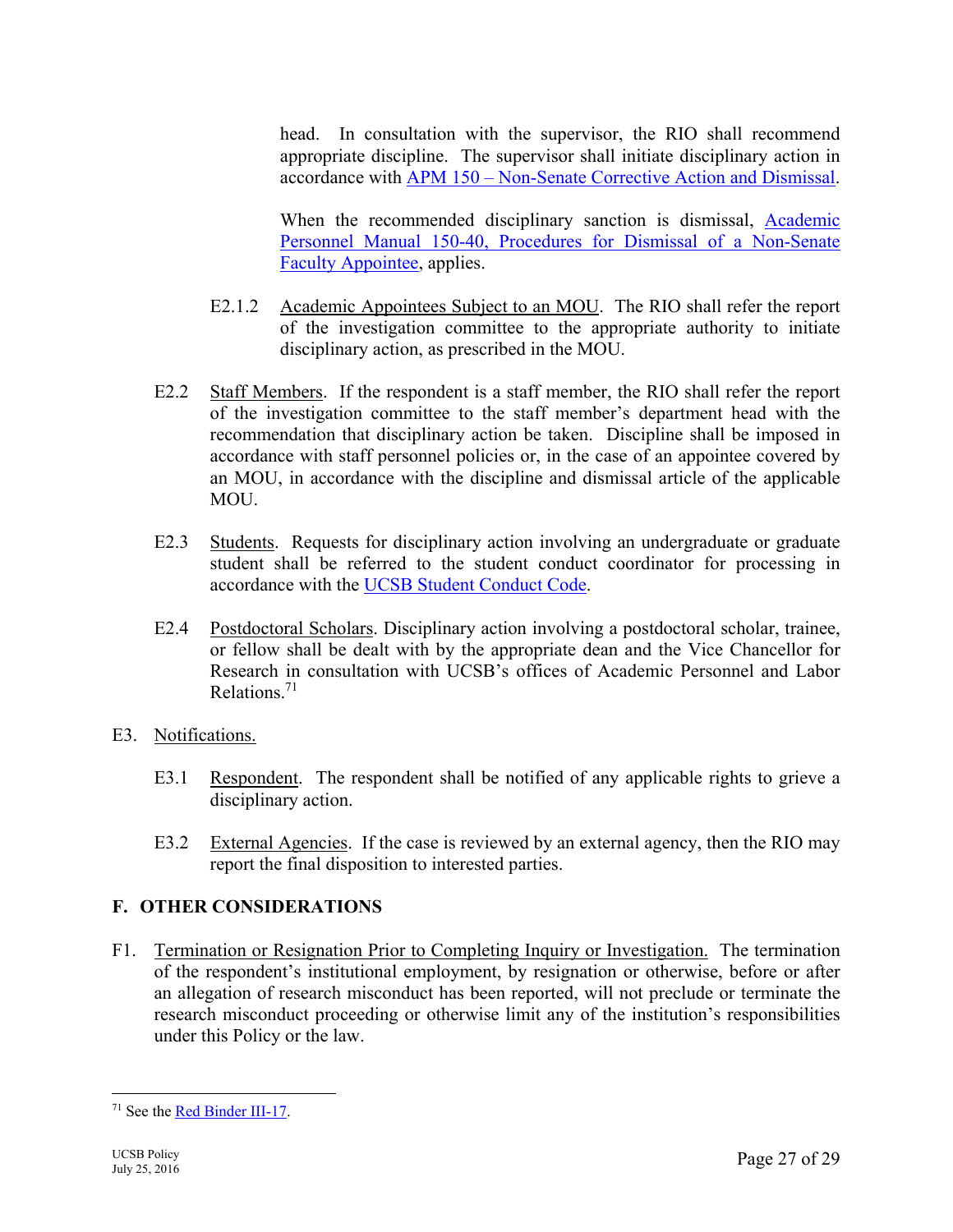head. In consultation with the supervisor, the RIO shall recommend appropriate discipline. The supervisor shall initiate disciplinary action in accordance with APM 150 – Non-Senate Corrective Action and Dismissal.

When the recommended disciplinary sanction is dismissal, Academic Personnel Manual 150-40, Procedures for Dismissal of a Non-Senate Faculty Appointee, applies.

E2.1.2 Academic Appointees Subject to an MOU. The RIO shall refer the report of the investigation committee to the appropriate authority to initiate disciplinary action, as prescribed in the MOU.

E2.2 Staff Members. If the respondent is a staff member, the RIO shall refer the report of the investigation committee to the staff member's department head with the recommendation that disciplinary action be taken. Discipline shall be imposed in accordance with staff personnel policies or, in the case of an appointee covered by an MOU, in accordance with the discipline and dismissal article of the applicable MOU.

E2.3 Students. Requests for disciplinary action involving an undergraduate or graduate student shall be referred to the student conduct coordinator for processing in accordance with the UCSB Student Conduct Code.

E2.4 Postdoctoral Scholars. Disciplinary action involving a postdoctoral scholar, trainee, or fellow shall be dealt with by the appropriate dean and the Vice Chancellor for Research in consultation with UCSB's offices of Academic Personnel and Labor Relations.[71]

E3. Notifications.

E3.1 Respondent. The respondent shall be notified of any applicable rights to grieve a disciplinary action.

E3.2 External Agencies. If the case is reviewed by an external agency, then the RIO may report the final disposition to interested parties.

## F. OTHER CONSIDERATIONS

F1. Termination or Resignation Prior to Completing Inquiry or Investigation. The termination of the respondent's institutional employment, by resignation or otherwise, before or after an allegation of research misconduct has been reported, will not preclude or terminate the research misconduct proceeding or otherwise limit any of the institution's responsibilities under this Policy or the law.

---

[71] See the Red Binder III-17.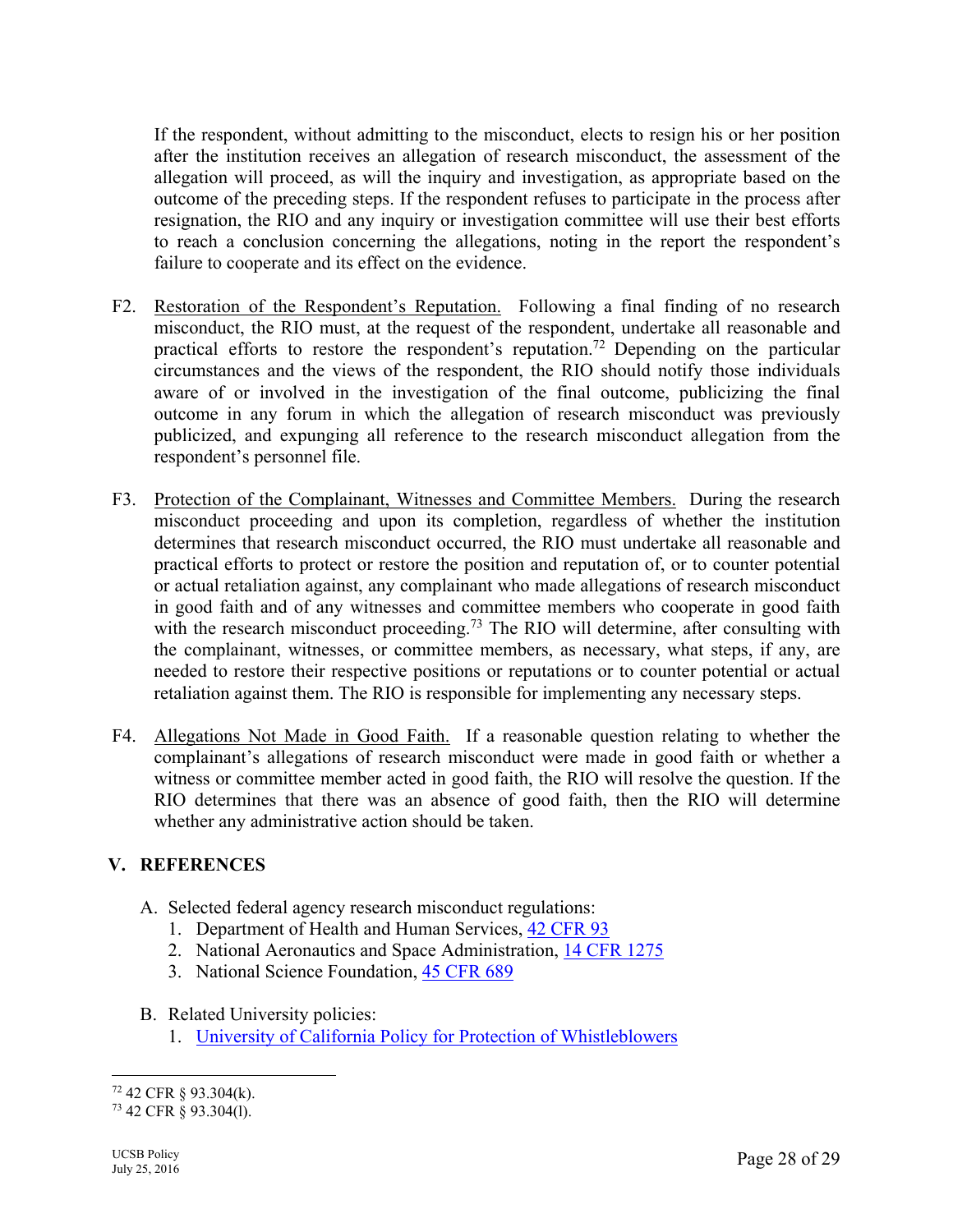If the respondent, without admitting to the misconduct, elects to resign his or her position after the institution receives an allegation of research misconduct, the assessment of the allegation will proceed, as will the inquiry and investigation, as appropriate based on the outcome of the preceding steps. If the respondent refuses to participate in the process after resignation, the RIO and any inquiry or investigation committee will use their best efforts to reach a conclusion concerning the allegations, noting in the report the respondent's failure to cooperate and its effect on the evidence.

F2. Restoration of the Respondent's Reputation. Following a final finding of no research misconduct, the RIO must, at the request of the respondent, undertake all reasonable and practical efforts to restore the respondent's reputation.[72] Depending on the particular circumstances and the views of the respondent, the RIO should notify those individuals aware of or involved in the investigation of the final outcome, publicizing the final outcome in any forum in which the allegation of research misconduct was previously publicized, and expunging all reference to the research misconduct allegation from the respondent's personnel file.

F3. Protection of the Complainant, Witnesses and Committee Members. During the research misconduct proceeding and upon its completion, regardless of whether the institution determines that research misconduct occurred, the RIO must undertake all reasonable and practical efforts to protect or restore the position and reputation of, or to counter potential or actual retaliation against, any complainant who made allegations of research misconduct in good faith and of any witnesses and committee members who cooperate in good faith with the research misconduct proceeding.[73] The RIO will determine, after consulting with the complainant, witnesses, or committee members, as necessary, what steps, if any, are needed to restore their respective positions or reputations or to counter potential or actual retaliation against them. The RIO is responsible for implementing any necessary steps.

F4. Allegations Not Made in Good Faith. If a reasonable question relating to whether the complainant's allegations of research misconduct were made in good faith or whether a witness or committee member acted in good faith, the RIO will resolve the question. If the RIO determines that there was an absence of good faith, then the RIO will determine whether any administrative action should be taken.

## V. REFERENCES

A. Selected federal agency research misconduct regulations:
1. Department of Health and Human Services, 42 CFR 93
2. National Aeronautics and Space Administration, 14 CFR 1275
3. National Science Foundation, 45 CFR 689

B. Related University policies:
1. University of California Policy for Protection of Whistleblowers

---

[72] 42 CFR § 93.304(k).
[73] 42 CFR § 93.304(l).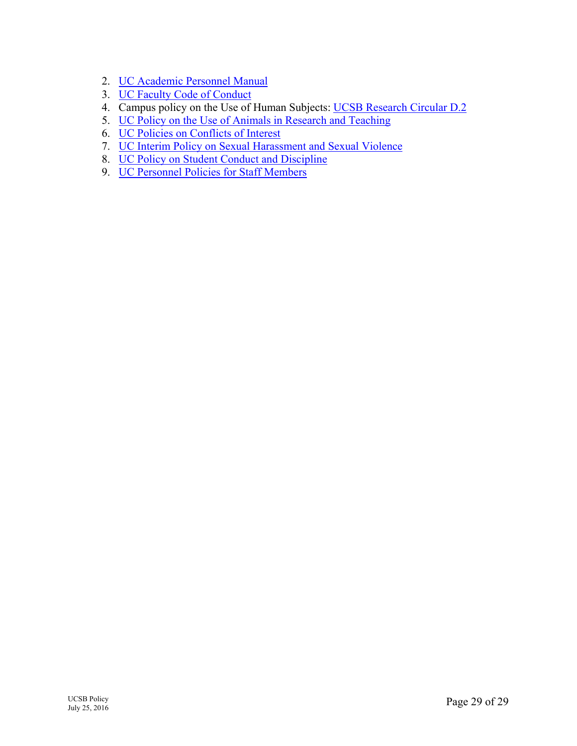2. UC Academic Personnel Manual
3. UC Faculty Code of Conduct
4. Campus policy on the Use of Human Subjects: UCSB Research Circular D.2
5. UC Policy on the Use of Animals in Research and Teaching
6. UC Policies on Conflicts of Interest
7. UC Interim Policy on Sexual Harassment and Sexual Violence
8. UC Policy on Student Conduct and Discipline
9. UC Personnel Policies for Staff Members